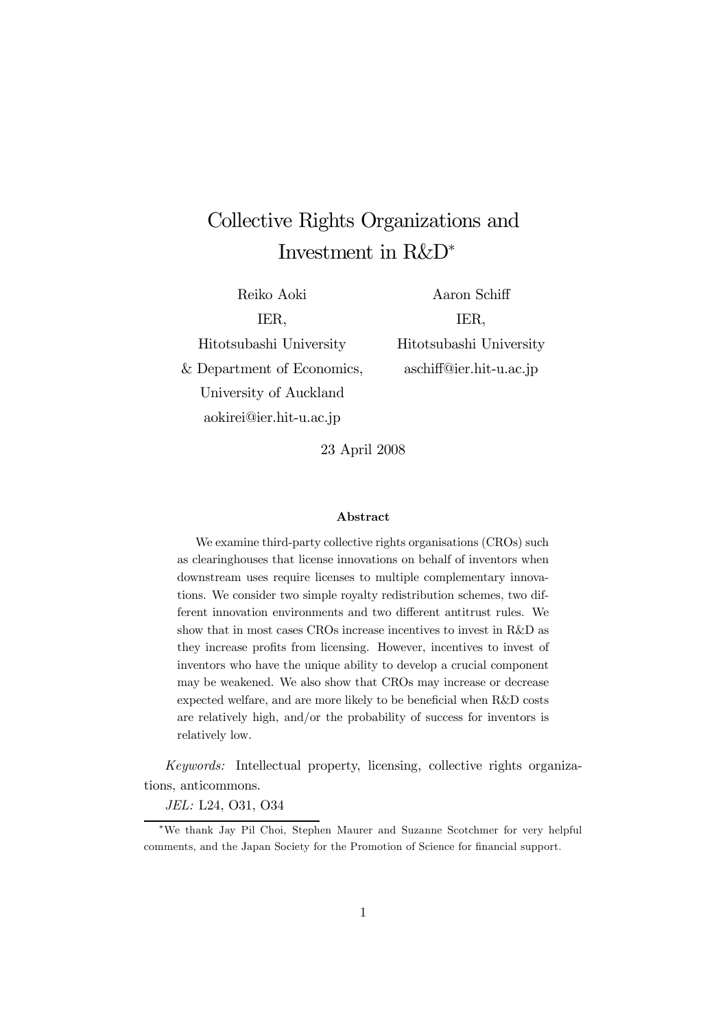# Collective Rights Organizations and Investment in R&D*

Reiko Aoki
IER,
Hitotsubashi University
& Department of Economics,
University of Auckland
aokirei@ier.hit-u.ac.jp

Aaron Schiff
IER,
Hitotsubashi University
aschiff@ier.hit-u.ac.jp

23 April 2008

**Abstract**

We examine third-party collective rights organisations (CROs) such as clearinghouses that license innovations on behalf of inventors when downstream uses require licenses to multiple complementary innovations. We consider two simple royalty redistribution schemes, two different innovation environments and two different antitrust rules. We show that in most cases CROs increase incentives to invest in R&D as they increase profits from licensing. However, incentives to invest of inventors who have the unique ability to develop a crucial component may be weakened. We also show that CROs may increase or decrease expected welfare, and are more likely to be beneficial when R&D costs are relatively high, and/or the probability of success for inventors is relatively low.

*Keywords:* Intellectual property, licensing, collective rights organizations, anticommons.

*JEL:* L24, O31, O34

*We thank Jay Pil Choi, Stephen Maurer and Suzanne Scotchmer for very helpful comments, and the Japan Society for the Promotion of Science for financial support.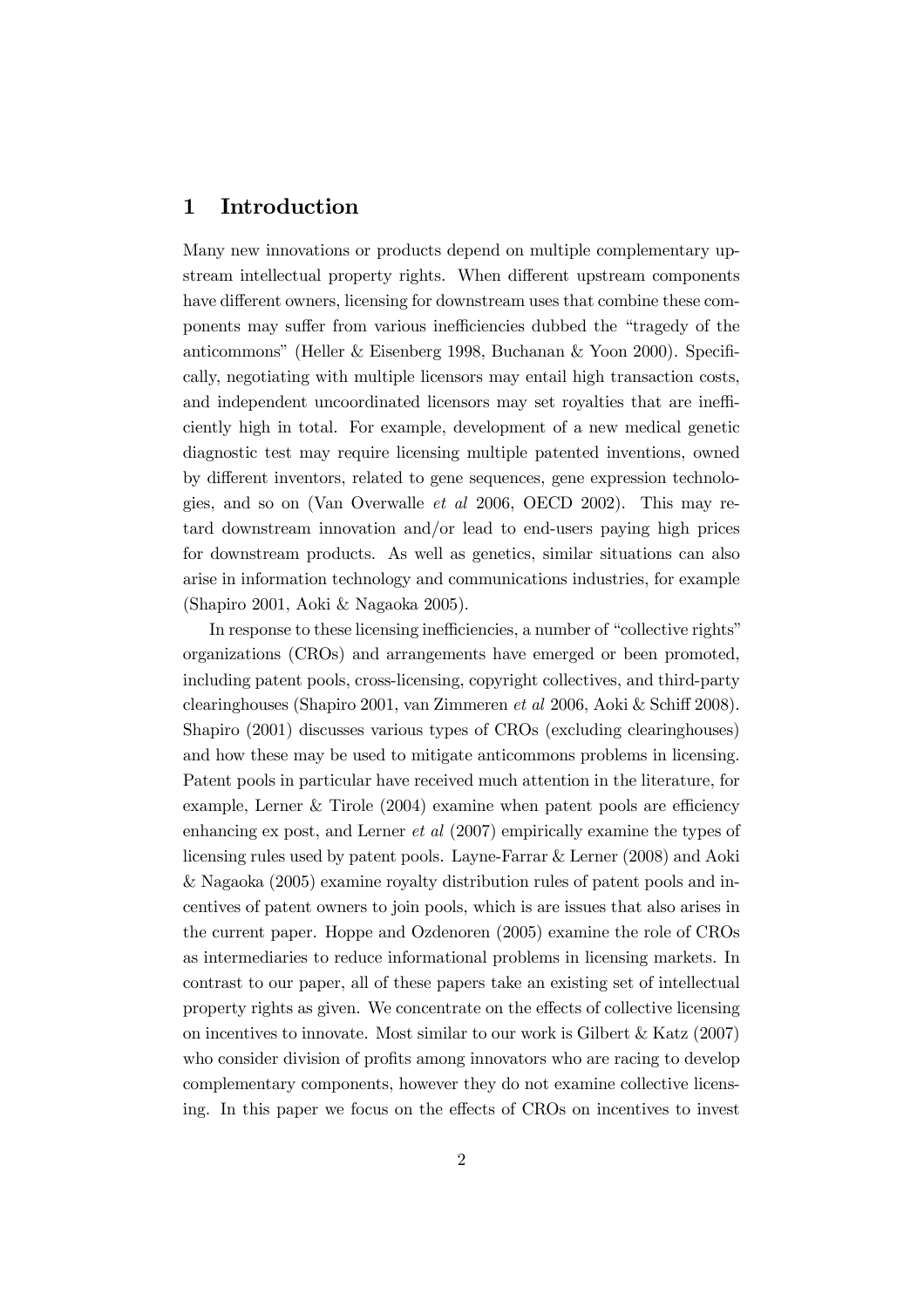# 1 Introduction

Many new innovations or products depend on multiple complementary upstream intellectual property rights. When different upstream components have different owners, licensing for downstream uses that combine these components may suffer from various inefficiencies dubbed the "tragedy of the anticommons" (Heller & Eisenberg 1998, Buchanan & Yoon 2000). Specifically, negotiating with multiple licensors may entail high transaction costs, and independent uncoordinated licensors may set royalties that are inefficiently high in total. For example, development of a new medical genetic diagnostic test may require licensing multiple patented inventions, owned by different inventors, related to gene sequences, gene expression technologies, and so on (Van Overwalle *et al* 2006, OECD 2002). This may retard downstream innovation and/or lead to end-users paying high prices for downstream products. As well as genetics, similar situations can also arise in information technology and communications industries, for example (Shapiro 2001, Aoki & Nagaoka 2005).

In response to these licensing inefficiencies, a number of "collective rights" organizations (CROs) and arrangements have emerged or been promoted, including patent pools, cross-licensing, copyright collectives, and third-party clearinghouses (Shapiro 2001, van Zimmeren *et al* 2006, Aoki & Schiff 2008). Shapiro (2001) discusses various types of CROs (excluding clearinghouses) and how these may be used to mitigate anticommons problems in licensing. Patent pools in particular have received much attention in the literature, for example, Lerner & Tirole (2004) examine when patent pools are efficiency enhancing ex post, and Lerner *et al* (2007) empirically examine the types of licensing rules used by patent pools. Layne-Farrar & Lerner (2008) and Aoki & Nagaoka (2005) examine royalty distribution rules of patent pools and incentives of patent owners to join pools, which is are issues that also arises in the current paper. Hoppe and Ozdenoren (2005) examine the role of CROs as intermediaries to reduce informational problems in licensing markets. In contrast to our paper, all of these papers take an existing set of intellectual property rights as given. We concentrate on the effects of collective licensing on incentives to innovate. Most similar to our work is Gilbert & Katz (2007) who consider division of profits among innovators who are racing to develop complementary components, however they do not examine collective licensing. In this paper we focus on the effects of CROs on incentives to invest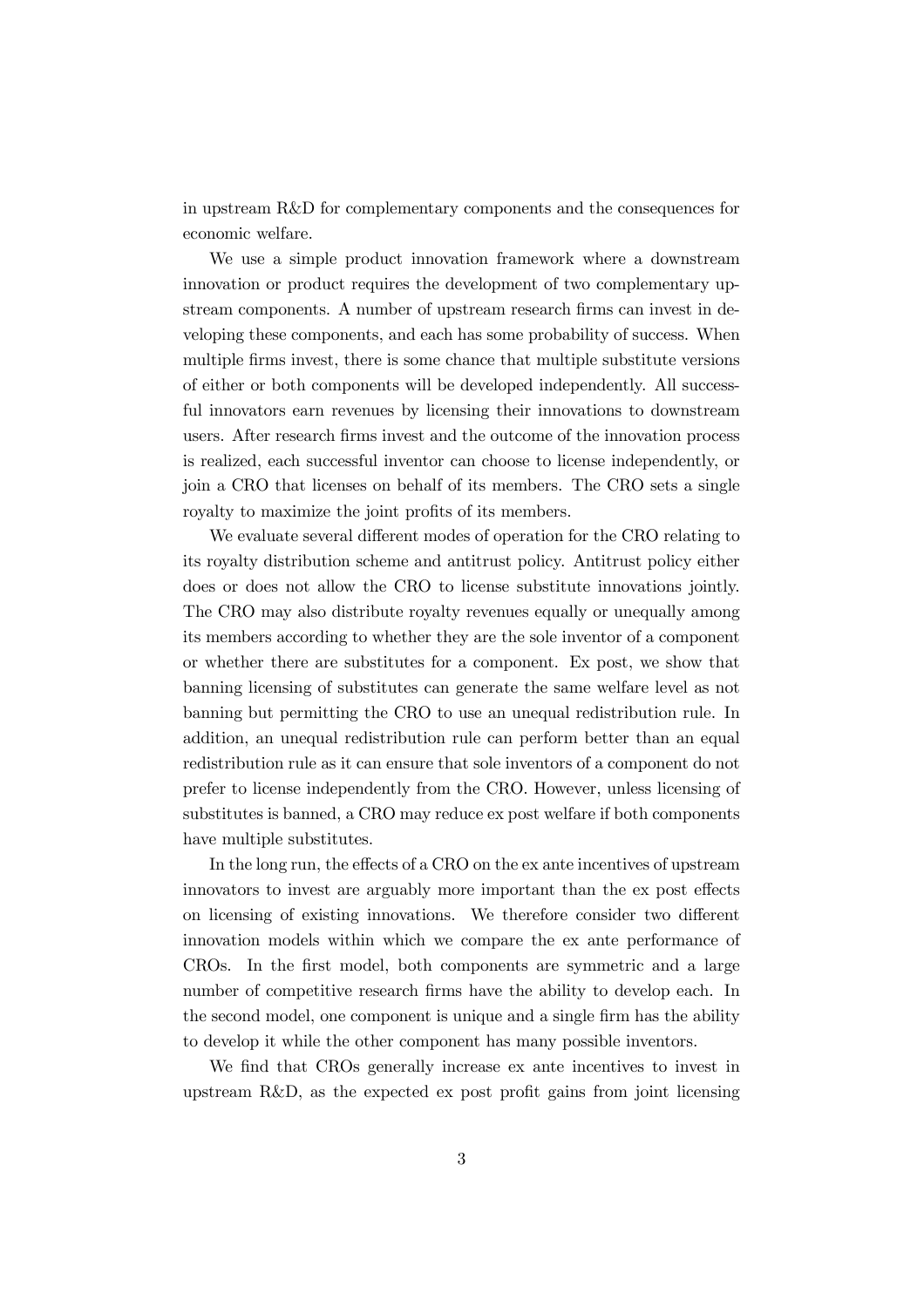in upstream R&D for complementary components and the consequences for economic welfare.

We use a simple product innovation framework where a downstream innovation or product requires the development of two complementary upstream components. A number of upstream research firms can invest in developing these components, and each has some probability of success. When multiple firms invest, there is some chance that multiple substitute versions of either or both components will be developed independently. All successful innovators earn revenues by licensing their innovations to downstream users. After research firms invest and the outcome of the innovation process is realized, each successful inventor can choose to license independently, or join a CRO that licenses on behalf of its members. The CRO sets a single royalty to maximize the joint profits of its members.

We evaluate several different modes of operation for the CRO relating to its royalty distribution scheme and antitrust policy. Antitrust policy either does or does not allow the CRO to license substitute innovations jointly. The CRO may also distribute royalty revenues equally or unequally among its members according to whether they are the sole inventor of a component or whether there are substitutes for a component. Ex post, we show that banning licensing of substitutes can generate the same welfare level as not banning but permitting the CRO to use an unequal redistribution rule. In addition, an unequal redistribution rule can perform better than an equal redistribution rule as it can ensure that sole inventors of a component do not prefer to license independently from the CRO. However, unless licensing of substitutes is banned, a CRO may reduce ex post welfare if both components have multiple substitutes.

In the long run, the effects of a CRO on the ex ante incentives of upstream innovators to invest are arguably more important than the ex post effects on licensing of existing innovations. We therefore consider two different innovation models within which we compare the ex ante performance of CROs. In the first model, both components are symmetric and a large number of competitive research firms have the ability to develop each. In the second model, one component is unique and a single firm has the ability to develop it while the other component has many possible inventors.

We find that CROs generally increase ex ante incentives to invest in upstream R&D, as the expected ex post profit gains from joint licensing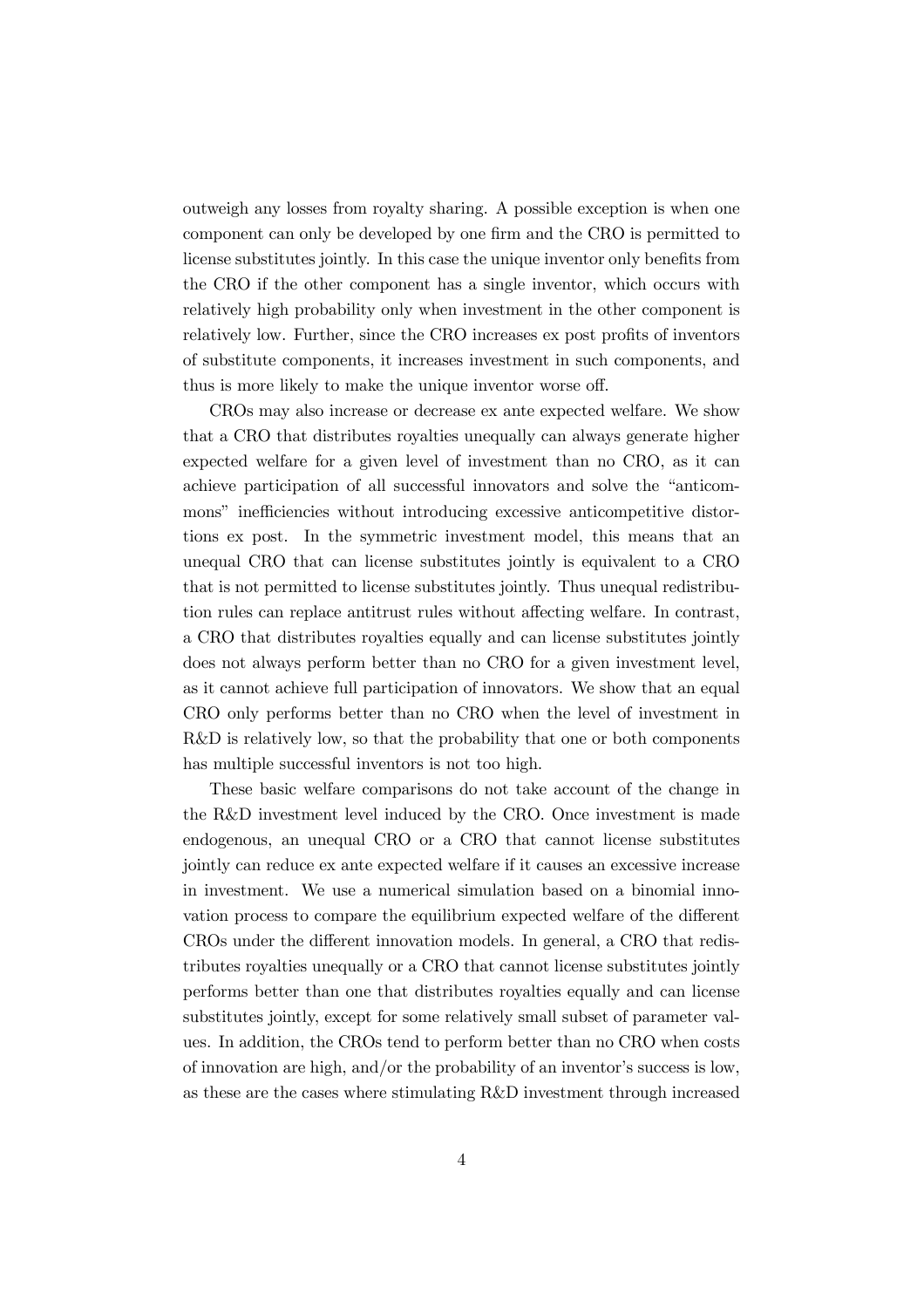outweigh any losses from royalty sharing. A possible exception is when one component can only be developed by one firm and the CRO is permitted to license substitutes jointly. In this case the unique inventor only benefits from the CRO if the other component has a single inventor, which occurs with relatively high probability only when investment in the other component is relatively low. Further, since the CRO increases ex post profits of inventors of substitute components, it increases investment in such components, and thus is more likely to make the unique inventor worse off.

CROs may also increase or decrease ex ante expected welfare. We show that a CRO that distributes royalties unequally can always generate higher expected welfare for a given level of investment than no CRO, as it can achieve participation of all successful innovators and solve the "anticommons" inefficiencies without introducing excessive anticompetitive distortions ex post. In the symmetric investment model, this means that an unequal CRO that can license substitutes jointly is equivalent to a CRO that is not permitted to license substitutes jointly. Thus unequal redistribution rules can replace antitrust rules without affecting welfare. In contrast, a CRO that distributes royalties equally and can license substitutes jointly does not always perform better than no CRO for a given investment level, as it cannot achieve full participation of innovators. We show that an equal CRO only performs better than no CRO when the level of investment in R&D is relatively low, so that the probability that one or both components has multiple successful inventors is not too high.

These basic welfare comparisons do not take account of the change in the R&D investment level induced by the CRO. Once investment is made endogenous, an unequal CRO or a CRO that cannot license substitutes jointly can reduce ex ante expected welfare if it causes an excessive increase in investment. We use a numerical simulation based on a binomial innovation process to compare the equilibrium expected welfare of the different CROs under the different innovation models. In general, a CRO that redistributes royalties unequally or a CRO that cannot license substitutes jointly performs better than one that distributes royalties equally and can license substitutes jointly, except for some relatively small subset of parameter values. In addition, the CROs tend to perform better than no CRO when costs of innovation are high, and/or the probability of an inventor's success is low, as these are the cases where stimulating R&D investment through increased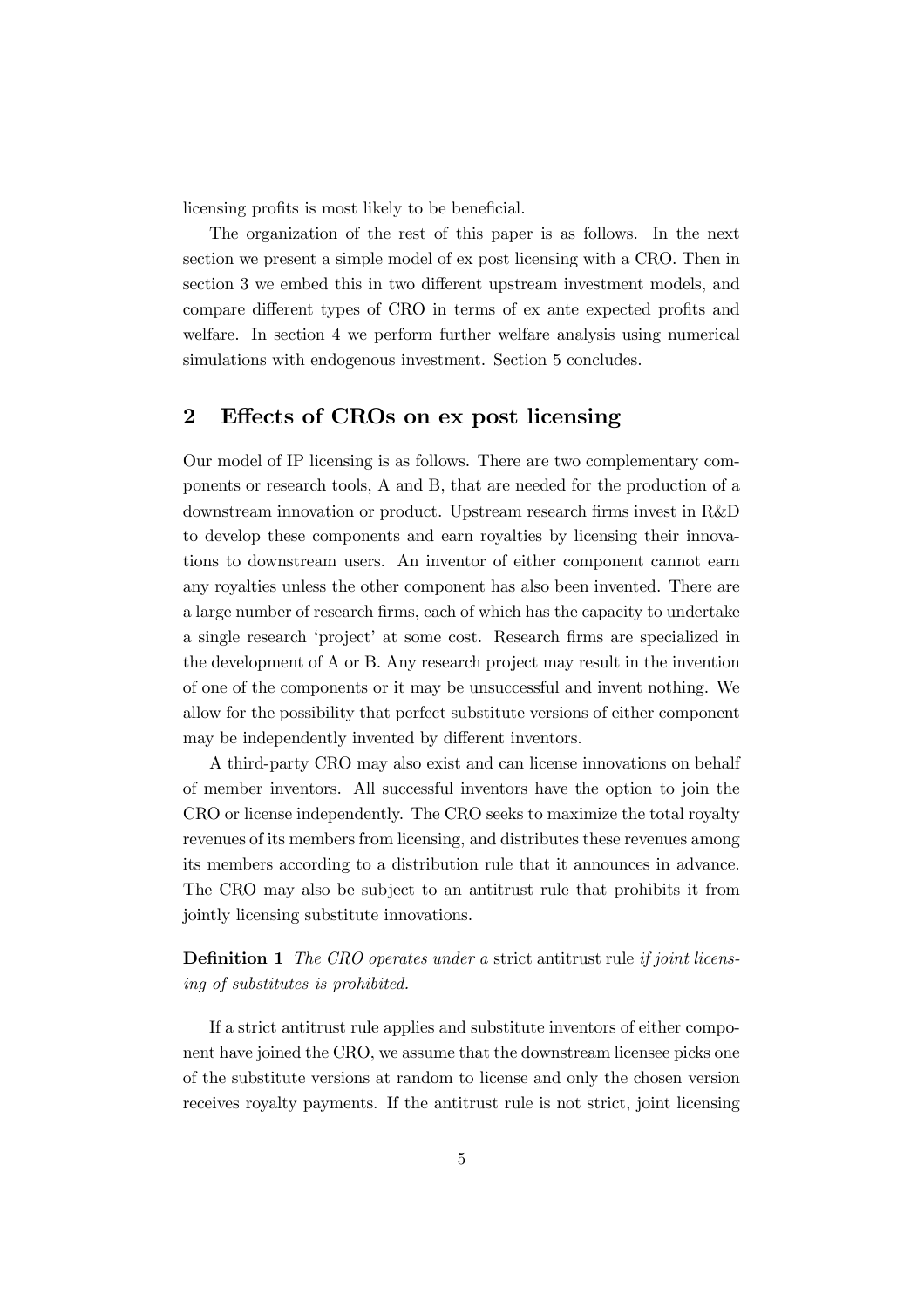licensing profits is most likely to be beneficial.

The organization of the rest of this paper is as follows. In the next section we present a simple model of ex post licensing with a CRO. Then in section 3 we embed this in two different upstream investment models, and compare different types of CRO in terms of ex ante expected profits and welfare. In section 4 we perform further welfare analysis using numerical simulations with endogenous investment. Section 5 concludes.

## 2 Effects of CROs on ex post licensing

Our model of IP licensing is as follows. There are two complementary components or research tools, A and B, that are needed for the production of a downstream innovation or product. Upstream research firms invest in R&D to develop these components and earn royalties by licensing their innovations to downstream users. An inventor of either component cannot earn any royalties unless the other component has also been invented. There are a large number of research firms, each of which has the capacity to undertake a single research 'project' at some cost. Research firms are specialized in the development of A or B. Any research project may result in the invention of one of the components or it may be unsuccessful and invent nothing. We allow for the possibility that perfect substitute versions of either component may be independently invented by different inventors.

A third-party CRO may also exist and can license innovations on behalf of member inventors. All successful inventors have the option to join the CRO or license independently. The CRO seeks to maximize the total royalty revenues of its members from licensing, and distributes these revenues among its members according to a distribution rule that it announces in advance. The CRO may also be subject to an antitrust rule that prohibits it from jointly licensing substitute innovations.

**Definition 1** *The CRO operates under a* strict antitrust rule *if joint licensing of substitutes is prohibited.*

If a strict antitrust rule applies and substitute inventors of either component have joined the CRO, we assume that the downstream licensee picks one of the substitute versions at random to license and only the chosen version receives royalty payments. If the antitrust rule is not strict, joint licensing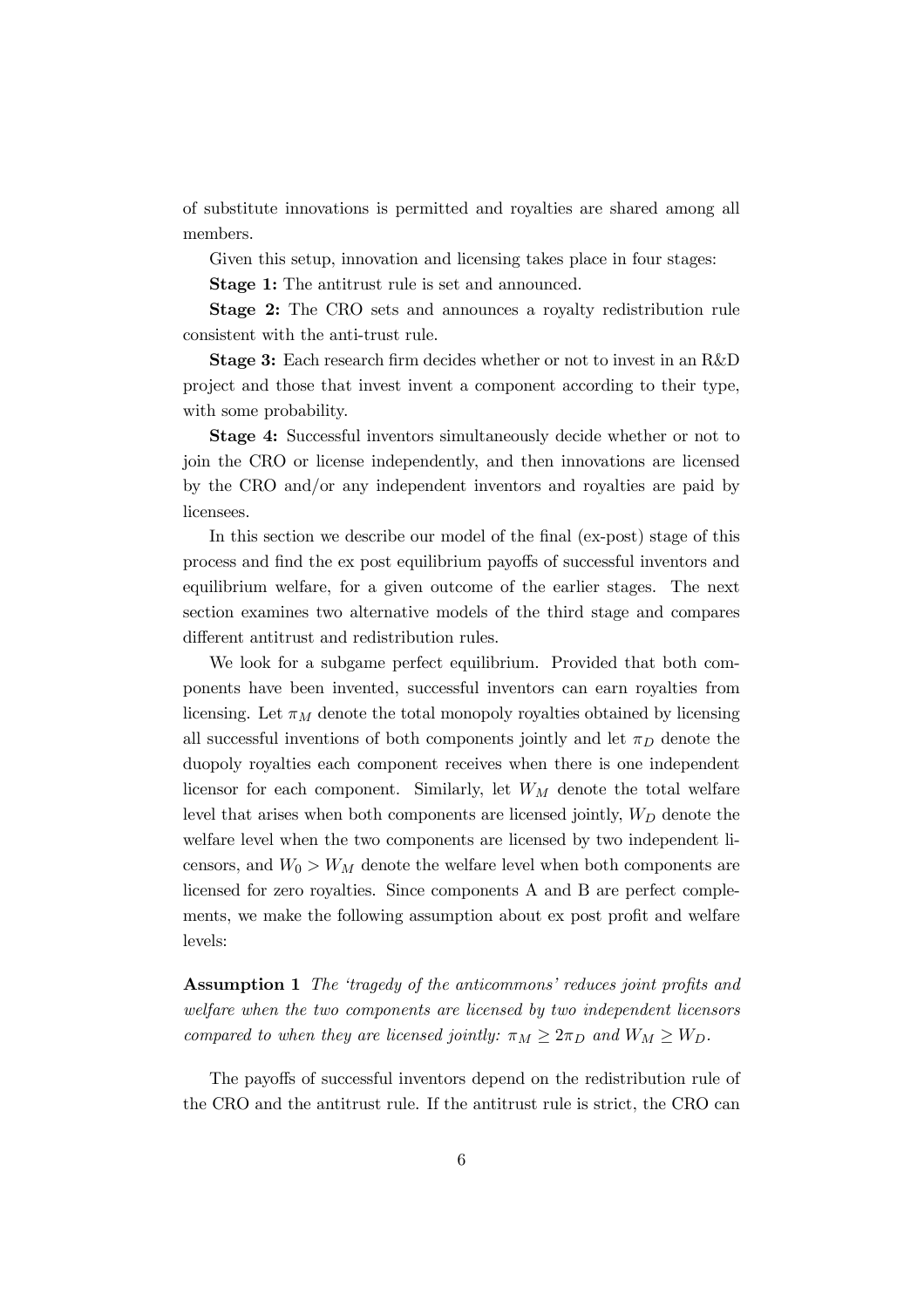of substitute innovations is permitted and royalties are shared among all members.

Given this setup, innovation and licensing takes place in four stages:

**Stage 1:** The antitrust rule is set and announced.

**Stage 2:** The CRO sets and announces a royalty redistribution rule consistent with the anti-trust rule.

**Stage 3:** Each research firm decides whether or not to invest in an R&D project and those that invest invent a component according to their type, with some probability.

**Stage 4:** Successful inventors simultaneously decide whether or not to join the CRO or license independently, and then innovations are licensed by the CRO and/or any independent inventors and royalties are paid by licensees.

In this section we describe our model of the final (ex-post) stage of this process and find the ex post equilibrium payoffs of successful inventors and equilibrium welfare, for a given outcome of the earlier stages. The next section examines two alternative models of the third stage and compares different antitrust and redistribution rules.

We look for a subgame perfect equilibrium. Provided that both components have been invented, successful inventors can earn royalties from licensing. Let $\pi_M$ denote the total monopoly royalties obtained by licensing all successful inventions of both components jointly and let $\pi_D$ denote the duopoly royalties each component receives when there is one independent licensor for each component. Similarly, let $W_M$ denote the total welfare level that arises when both components are licensed jointly, $W_D$ denote the welfare level when the two components are licensed by two independent licensors, and $W_0 > W_M$ denote the welfare level when both components are licensed for zero royalties. Since components A and B are perfect complements, we make the following assumption about ex post profit and welfare levels:

**Assumption 1** *The 'tragedy of the anticommons' reduces joint profits and welfare when the two components are licensed by two independent licensors compared to when they are licensed jointly:* $\pi_M \geq 2\pi_D$ *and* $W_M \geq W_D$.

The payoffs of successful inventors depend on the redistribution rule of the CRO and the antitrust rule. If the antitrust rule is strict, the CRO can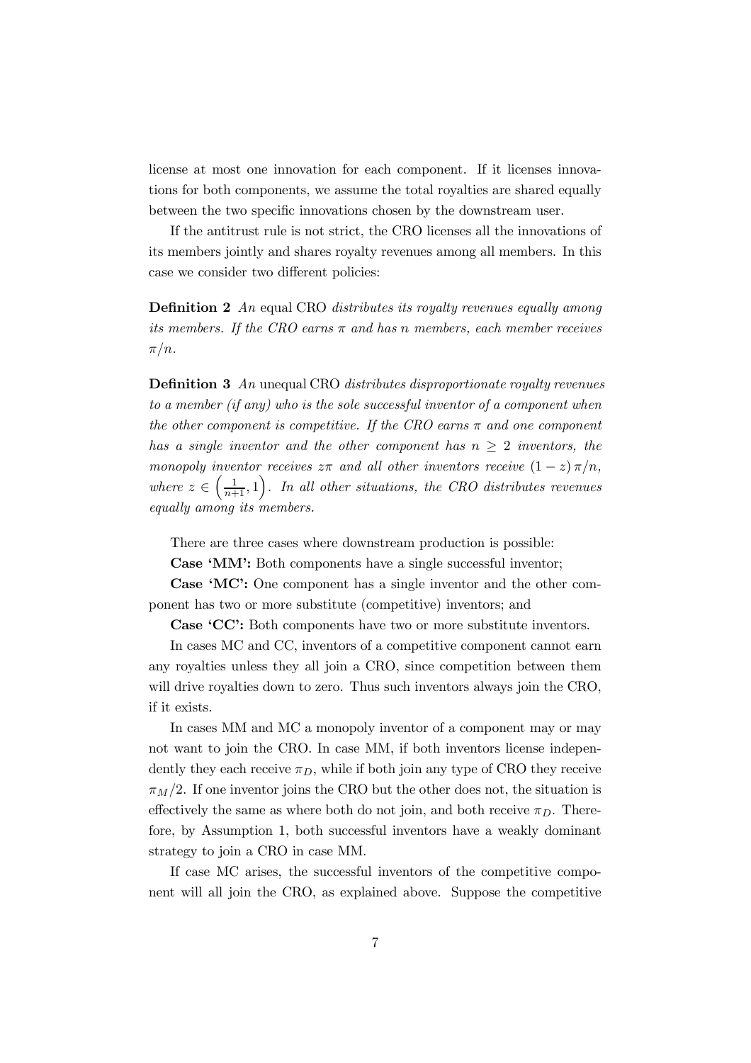license at most one innovation for each component. If it licenses innovations for both components, we assume the total royalties are shared equally between the two specific innovations chosen by the downstream user.

If the antitrust rule is not strict, the CRO licenses all the innovations of its members jointly and shares royalty revenues among all members. In this case we consider two different policies:

**Definition 2** *An* equal CRO *distributes its royalty revenues equally among its members. If the CRO earns $\pi$ and has n members, each member receives $\pi/n$.*

**Definition 3** *An* unequal CRO *distributes disproportionate royalty revenues to a member (if any) who is the sole successful inventor of a component when the other component is competitive. If the CRO earns $\pi$ and one component has a single inventor and the other component has $n \geq 2$ inventors, the monopoly inventor receives $z\pi$ and all other inventors receive $(1-z)\pi/n$, where $z \in \left(\frac{1}{n+1}, 1\right)$. In all other situations, the CRO distributes revenues equally among its members.*

There are three cases where downstream production is possible:

**Case 'MM':** Both components have a single successful inventor;

**Case 'MC':** One component has a single inventor and the other component has two or more substitute (competitive) inventors; and

**Case 'CC':** Both components have two or more substitute inventors.

In cases MC and CC, inventors of a competitive component cannot earn any royalties unless they all join a CRO, since competition between them will drive royalties down to zero. Thus such inventors always join the CRO, if it exists.

In cases MM and MC a monopoly inventor of a component may or may not want to join the CRO. In case MM, if both inventors license independently they each receive $\pi_D$, while if both join any type of CRO they receive $\pi_M/2$. If one inventor joins the CRO but the other does not, the situation is effectively the same as where both do not join, and both receive $\pi_D$. Therefore, by Assumption 1, both successful inventors have a weakly dominant strategy to join a CRO in case MM.

If case MC arises, the successful inventors of the competitive component will all join the CRO, as explained above. Suppose the competitive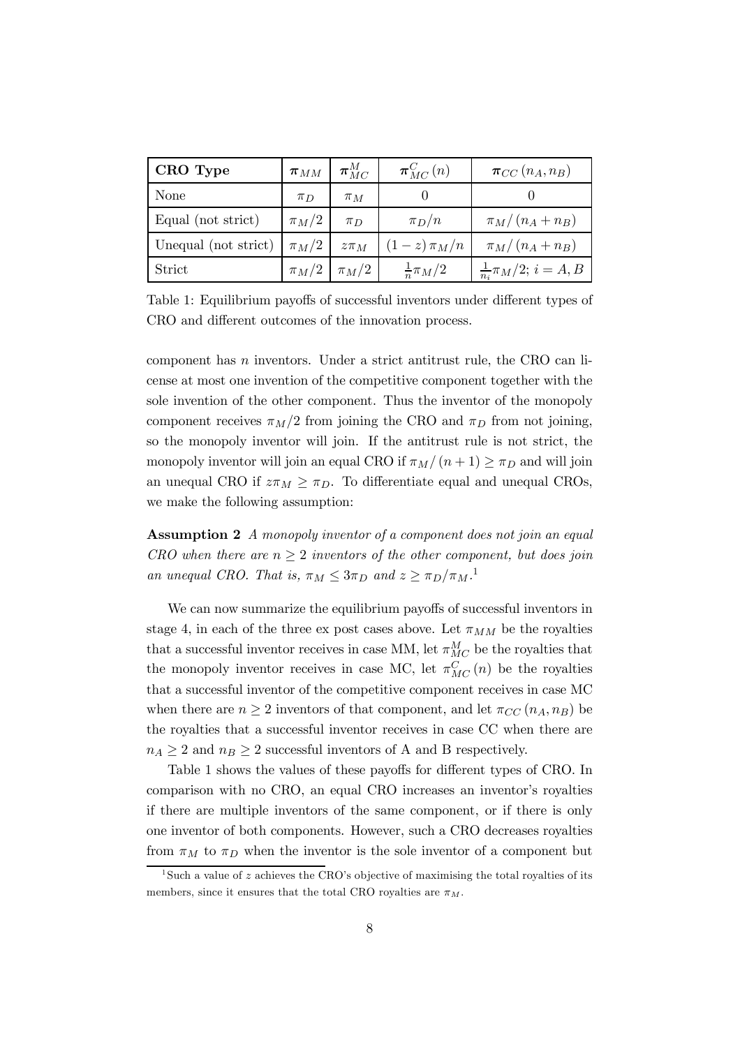| **CRO Type** | $\boldsymbol{\pi}_{MM}$ | $\boldsymbol{\pi}_{MC}^{M}$ | $\boldsymbol{\pi}_{MC}^{C}(n)$ | $\boldsymbol{\pi}_{CC}(n_A, n_B)$ |
|---|---|---|---|---|
| None | $\pi_D$ | $\pi_M$ | $0$ | $0$ |
| Equal (not strict) | $\pi_M/2$ | $\pi_D$ | $\pi_D/n$ | $\pi_M/(n_A + n_B)$ |
| Unequal (not strict) | $\pi_M/2$ | $z\pi_M$ | $(1-z)\pi_M/n$ | $\pi_M/(n_A + n_B)$ |
| Strict | $\pi_M/2$ | $\pi_M/2$ | $\frac{1}{n}\pi_M/2$ | $\frac{1}{n_i}\pi_M/2$; $i = A, B$ |

Table 1: Equilibrium payoffs of successful inventors under different types of CRO and different outcomes of the innovation process.

component has $n$ inventors. Under a strict antitrust rule, the CRO can license at most one invention of the competitive component together with the sole invention of the other component. Thus the inventor of the monopoly component receives $\pi_M/2$ from joining the CRO and $\pi_D$ from not joining, so the monopoly inventor will join. If the antitrust rule is not strict, the monopoly inventor will join an equal CRO if $\pi_M/(n+1) \geq \pi_D$ and will join an unequal CRO if $z\pi_M \geq \pi_D$. To differentiate equal and unequal CROs, we make the following assumption:

**Assumption 2** *A monopoly inventor of a component does not join an equal CRO when there are $n \geq 2$ inventors of the other component, but does join an unequal CRO. That is, $\pi_M \leq 3\pi_D$ and $z \geq \pi_D/\pi_M$.*[1]

We can now summarize the equilibrium payoffs of successful inventors in stage 4, in each of the three ex post cases above. Let $\pi_{MM}$ be the royalties that a successful inventor receives in case MM, let $\pi_{MC}^{M}$ be the royalties that the monopoly inventor receives in case MC, let $\pi_{MC}^{C}(n)$ be the royalties that a successful inventor of the competitive component receives in case MC when there are $n \geq 2$ inventors of that component, and let $\pi_{CC}(n_A, n_B)$ be the royalties that a successful inventor receives in case CC when there are $n_A \geq 2$ and $n_B \geq 2$ successful inventors of A and B respectively.

Table 1 shows the values of these payoffs for different types of CRO. In comparison with no CRO, an equal CRO increases an inventor's royalties if there are multiple inventors of the same component, or if there is only one inventor of both components. However, such a CRO decreases royalties from $\pi_M$ to $\pi_D$ when the inventor is the sole inventor of a component but

[1] Such a value of $z$ achieves the CRO's objective of maximising the total royalties of its members, since it ensures that the total CRO royalties are $\pi_M$.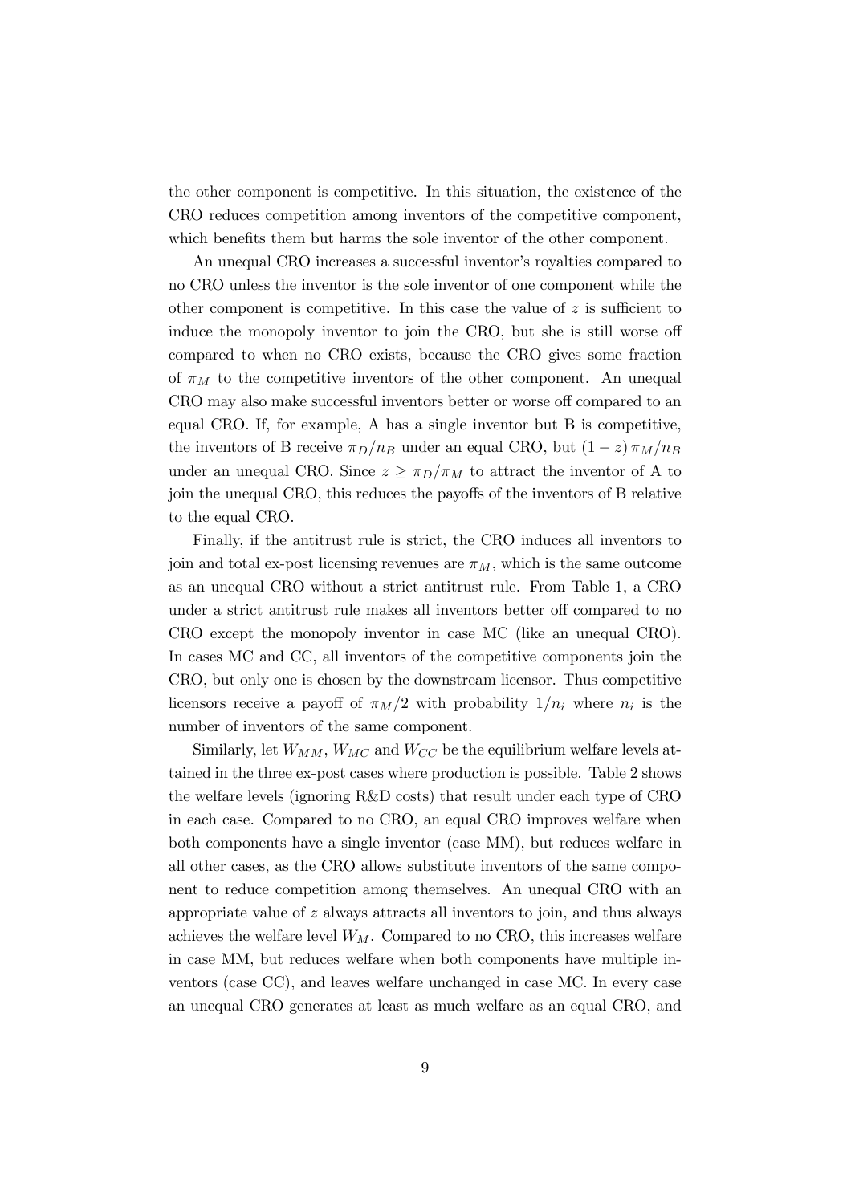the other component is competitive. In this situation, the existence of the CRO reduces competition among inventors of the competitive component, which benefits them but harms the sole inventor of the other component.

An unequal CRO increases a successful inventor's royalties compared to no CRO unless the inventor is the sole inventor of one component while the other component is competitive. In this case the value of $z$ is sufficient to induce the monopoly inventor to join the CRO, but she is still worse off compared to when no CRO exists, because the CRO gives some fraction of $\pi_M$ to the competitive inventors of the other component. An unequal CRO may also make successful inventors better or worse off compared to an equal CRO. If, for example, A has a single inventor but B is competitive, the inventors of B receive $\pi_D/n_B$ under an equal CRO, but $(1-z)\,\pi_M/n_B$ under an unequal CRO. Since $z \geq \pi_D/\pi_M$ to attract the inventor of A to join the unequal CRO, this reduces the payoffs of the inventors of B relative to the equal CRO.

Finally, if the antitrust rule is strict, the CRO induces all inventors to join and total ex-post licensing revenues are $\pi_M$, which is the same outcome as an unequal CRO without a strict antitrust rule. From Table 1, a CRO under a strict antitrust rule makes all inventors better off compared to no CRO except the monopoly inventor in case MC (like an unequal CRO). In cases MC and CC, all inventors of the competitive components join the CRO, but only one is chosen by the downstream licensor. Thus competitive licensors receive a payoff of $\pi_M/2$ with probability $1/n_i$ where $n_i$ is the number of inventors of the same component.

Similarly, let $W_{MM}$, $W_{MC}$ and $W_{CC}$ be the equilibrium welfare levels attained in the three ex-post cases where production is possible. Table 2 shows the welfare levels (ignoring R&D costs) that result under each type of CRO in each case. Compared to no CRO, an equal CRO improves welfare when both components have a single inventor (case MM), but reduces welfare in all other cases, as the CRO allows substitute inventors of the same component to reduce competition among themselves. An unequal CRO with an appropriate value of $z$ always attracts all inventors to join, and thus always achieves the welfare level $W_M$. Compared to no CRO, this increases welfare in case MM, but reduces welfare when both components have multiple inventors (case CC), and leaves welfare unchanged in case MC. In every case an unequal CRO generates at least as much welfare as an equal CRO, and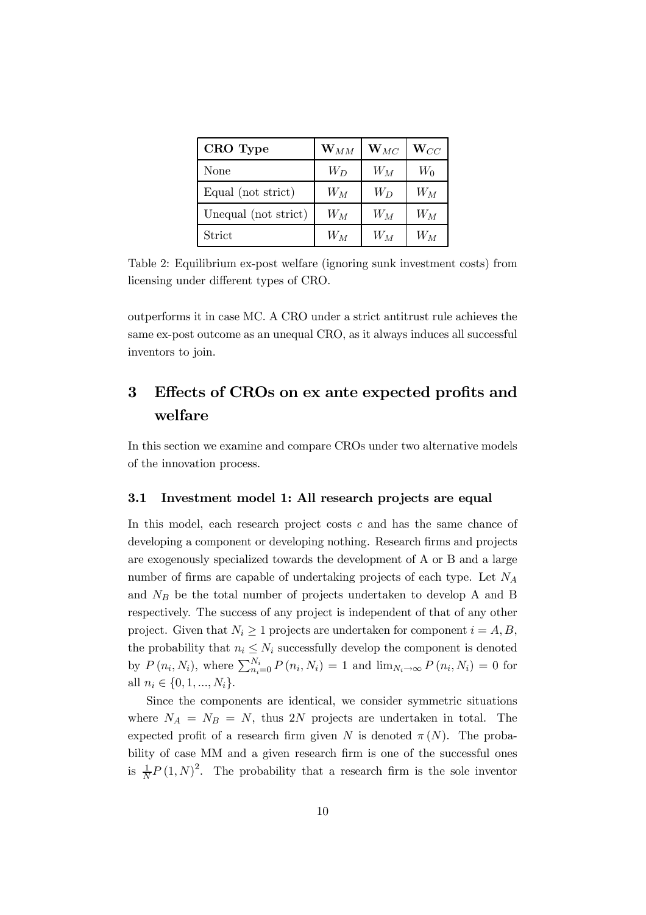| **CRO Type** | $\mathbf{W}_{MM}$ | $\mathbf{W}_{MC}$ | $\mathbf{W}_{CC}$ |
|---|---|---|---|
| None | $W_D$ | $W_M$ | $W_0$ |
| Equal (not strict) | $W_M$ | $W_D$ | $W_M$ |
| Unequal (not strict) | $W_M$ | $W_M$ | $W_M$ |
| Strict | $W_M$ | $W_M$ | $W_M$ |

Table 2: Equilibrium ex-post welfare (ignoring sunk investment costs) from licensing under different types of CRO.

outperforms it in case MC. A CRO under a strict antitrust rule achieves the same ex-post outcome as an unequal CRO, as it always induces all successful inventors to join.

# 3 Effects of CROs on ex ante expected profits and welfare

In this section we examine and compare CROs under two alternative models of the innovation process.

## 3.1 Investment model 1: All research projects are equal

In this model, each research project costs $c$ and has the same chance of developing a component or developing nothing. Research firms and projects are exogenously specialized towards the development of A or B and a large number of firms are capable of undertaking projects of each type. Let $N_A$ and $N_B$ be the total number of projects undertaken to develop A and B respectively. The success of any project is independent of that of any other project. Given that $N_i \geq 1$ projects are undertaken for component $i = A, B$, the probability that $n_i \leq N_i$ successfully develop the component is denoted by $P(n_i, N_i)$, where $\sum_{n_i=0}^{N_i} P(n_i, N_i) = 1$ and $\lim_{N_i \to \infty} P(n_i, N_i) = 0$ for all $n_i \in \{0, 1, ..., N_i\}$.

Since the components are identical, we consider symmetric situations where $N_A = N_B = N$, thus $2N$ projects are undertaken in total. The expected profit of a research firm given $N$ is denoted $\pi(N)$. The probability of case MM and a given research firm is one of the successful ones is $\frac{1}{N} P(1, N)^2$. The probability that a research firm is the sole inventor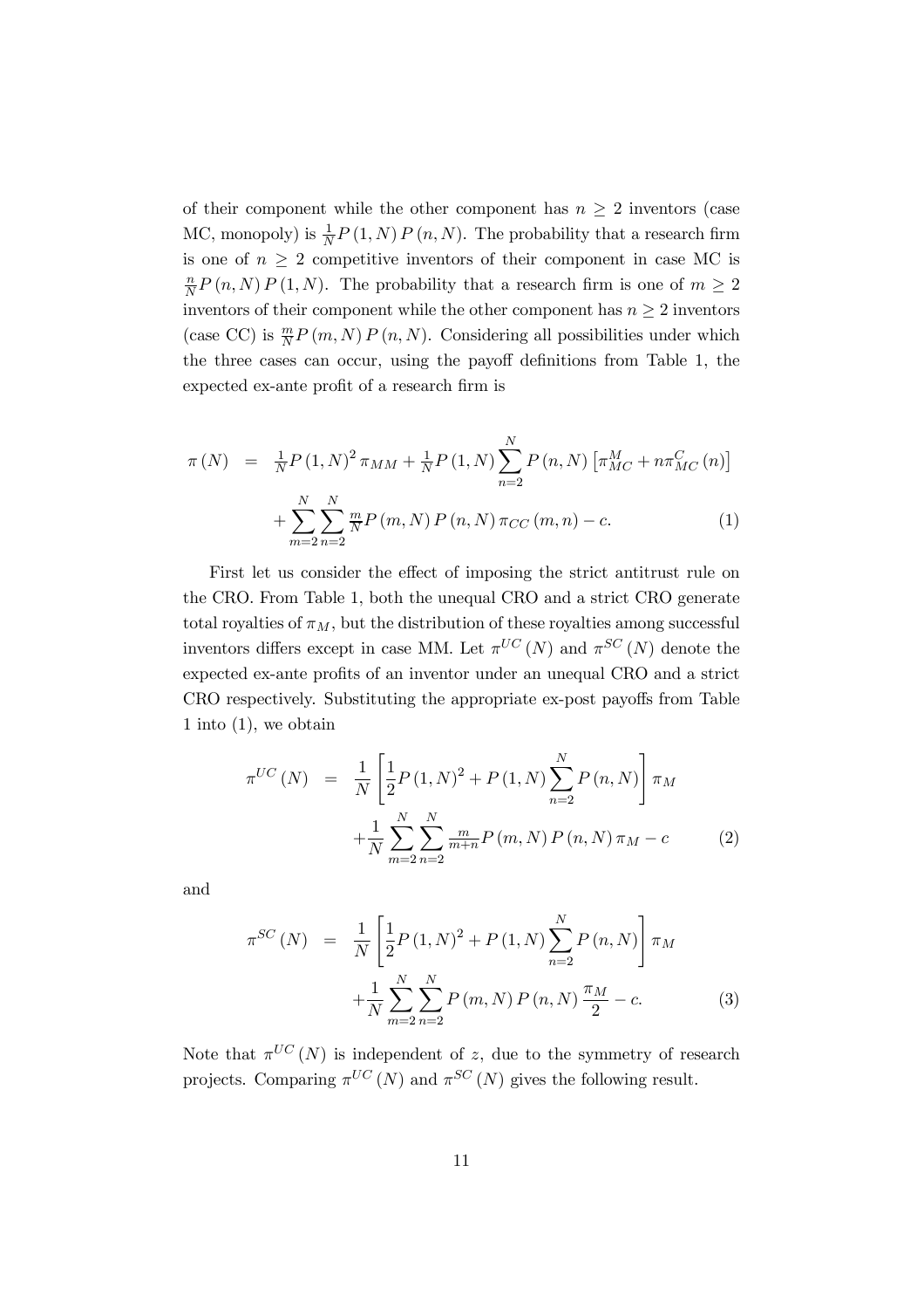of their component while the other component has $n \geq 2$ inventors (case MC, monopoly) is $\frac{1}{N}P(1,N)\,P(n,N)$. The probability that a research firm is one of $n \geq 2$ competitive inventors of their component in case MC is $\frac{n}{N}P(n,N)\,P(1,N)$. The probability that a research firm is one of $m \geq 2$ inventors of their component while the other component has $n \geq 2$ inventors (case CC) is $\frac{m}{N}P(m,N)\,P(n,N)$. Considering all possibilities under which the three cases can occur, using the payoff definitions from Table 1, the expected ex-ante profit of a research firm is

$$
\begin{aligned}
\pi(N) &= \tfrac{1}{N}P(1,N)^2\,\pi_{MM} + \tfrac{1}{N}P(1,N)\sum_{n=2}^{N}P(n,N)\left[\pi_{MC}^{M} + n\pi_{MC}^{C}(n)\right] \\
&\quad + \sum_{m=2}^{N}\sum_{n=2}^{N}\tfrac{m}{N}P(m,N)\,P(n,N)\,\pi_{CC}(m,n) - c. \qquad (1)
\end{aligned}
$$

First let us consider the effect of imposing the strict antitrust rule on the CRO. From Table 1, both the unequal CRO and a strict CRO generate total royalties of $\pi_M$, but the distribution of these royalties among successful inventors differs except in case MM. Let $\pi^{UC}(N)$ and $\pi^{SC}(N)$ denote the expected ex-ante profits of an inventor under an unequal CRO and a strict CRO respectively. Substituting the appropriate ex-post payoffs from Table 1 into (1), we obtain

$$
\begin{aligned}
\pi^{UC}(N) &= \frac{1}{N}\left[\frac{1}{2}P(1,N)^2 + P(1,N)\sum_{n=2}^{N}P(n,N)\right]\pi_M \\
&\quad + \frac{1}{N}\sum_{m=2}^{N}\sum_{n=2}^{N}\tfrac{m}{m+n}P(m,N)\,P(n,N)\,\pi_M - c \qquad (2)
\end{aligned}
$$

and

$$
\begin{aligned}
\pi^{SC}(N) &= \frac{1}{N}\left[\frac{1}{2}P(1,N)^2 + P(1,N)\sum_{n=2}^{N}P(n,N)\right]\pi_M \\
&\quad + \frac{1}{N}\sum_{m=2}^{N}\sum_{n=2}^{N}P(m,N)\,P(n,N)\,\frac{\pi_M}{2} - c. \qquad (3)
\end{aligned}
$$

Note that $\pi^{UC}(N)$ is independent of $z$, due to the symmetry of research projects. Comparing $\pi^{UC}(N)$ and $\pi^{SC}(N)$ gives the following result.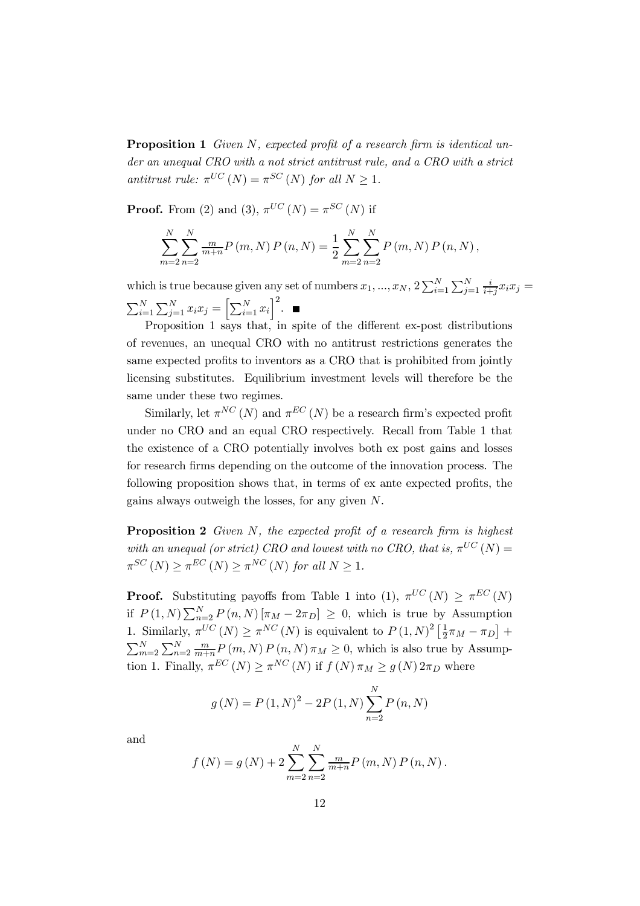**Proposition 1** *Given $N$, expected profit of a research firm is identical under an unequal CRO with a not strict antitrust rule, and a CRO with a strict antitrust rule: $\pi^{UC}(N) = \pi^{SC}(N)$ for all $N \geq 1$.*

**Proof.** From (2) and (3), $\pi^{UC}(N) = \pi^{SC}(N)$ if

$$\sum_{m=2}^{N} \sum_{n=2}^{N} \tfrac{m}{m+n} P(m, N) P(n, N) = \frac{1}{2} \sum_{m=2}^{N} \sum_{n=2}^{N} P(m, N) P(n, N),$$

which is true because given any set of numbers $x_1, ..., x_N$, $2 \sum_{i=1}^{N} \sum_{j=1}^{N} \frac{i}{i+j} x_i x_j = \sum_{i=1}^{N} \sum_{j=1}^{N} x_i x_j = \left[ \sum_{i=1}^{N} x_i \right]^2$. ■

Proposition 1 says that, in spite of the different ex-post distributions of revenues, an unequal CRO with no antitrust restrictions generates the same expected profits to inventors as a CRO that is prohibited from jointly licensing substitutes. Equilibrium investment levels will therefore be the same under these two regimes.

Similarly, let $\pi^{NC}(N)$ and $\pi^{EC}(N)$ be a research firm's expected profit under no CRO and an equal CRO respectively. Recall from Table 1 that the existence of a CRO potentially involves both ex post gains and losses for research firms depending on the outcome of the innovation process. The following proposition shows that, in terms of ex ante expected profits, the gains always outweigh the losses, for any given $N$.

**Proposition 2** *Given $N$, the expected profit of a research firm is highest with an unequal (or strict) CRO and lowest with no CRO, that is, $\pi^{UC}(N) = \pi^{SC}(N) \geq \pi^{EC}(N) \geq \pi^{NC}(N)$ for all $N \geq 1$.*

**Proof.** Substituting payoffs from Table 1 into (1), $\pi^{UC}(N) \geq \pi^{EC}(N)$ if $P(1, N) \sum_{n=2}^{N} P(n, N) [\pi_M - 2\pi_D] \geq 0$, which is true by Assumption 1. Similarly, $\pi^{UC}(N) \geq \pi^{NC}(N)$ is equivalent to $P(1, N)^2 \left[\frac{1}{2}\pi_M - \pi_D\right] + \sum_{m=2}^{N} \sum_{n=2}^{N} \frac{m}{m+n} P(m, N) P(n, N) \pi_M \geq 0$, which is also true by Assumption 1. Finally, $\pi^{EC}(N) \geq \pi^{NC}(N)$ if $f(N) \pi_M \geq g(N) 2\pi_D$ where

$$g(N) = P(1, N)^2 - 2P(1, N) \sum_{n=2}^{N} P(n, N)$$

and

$$f(N) = g(N) + 2 \sum_{m=2}^{N} \sum_{n=2}^{N} \tfrac{m}{m+n} P(m, N) P(n, N).$$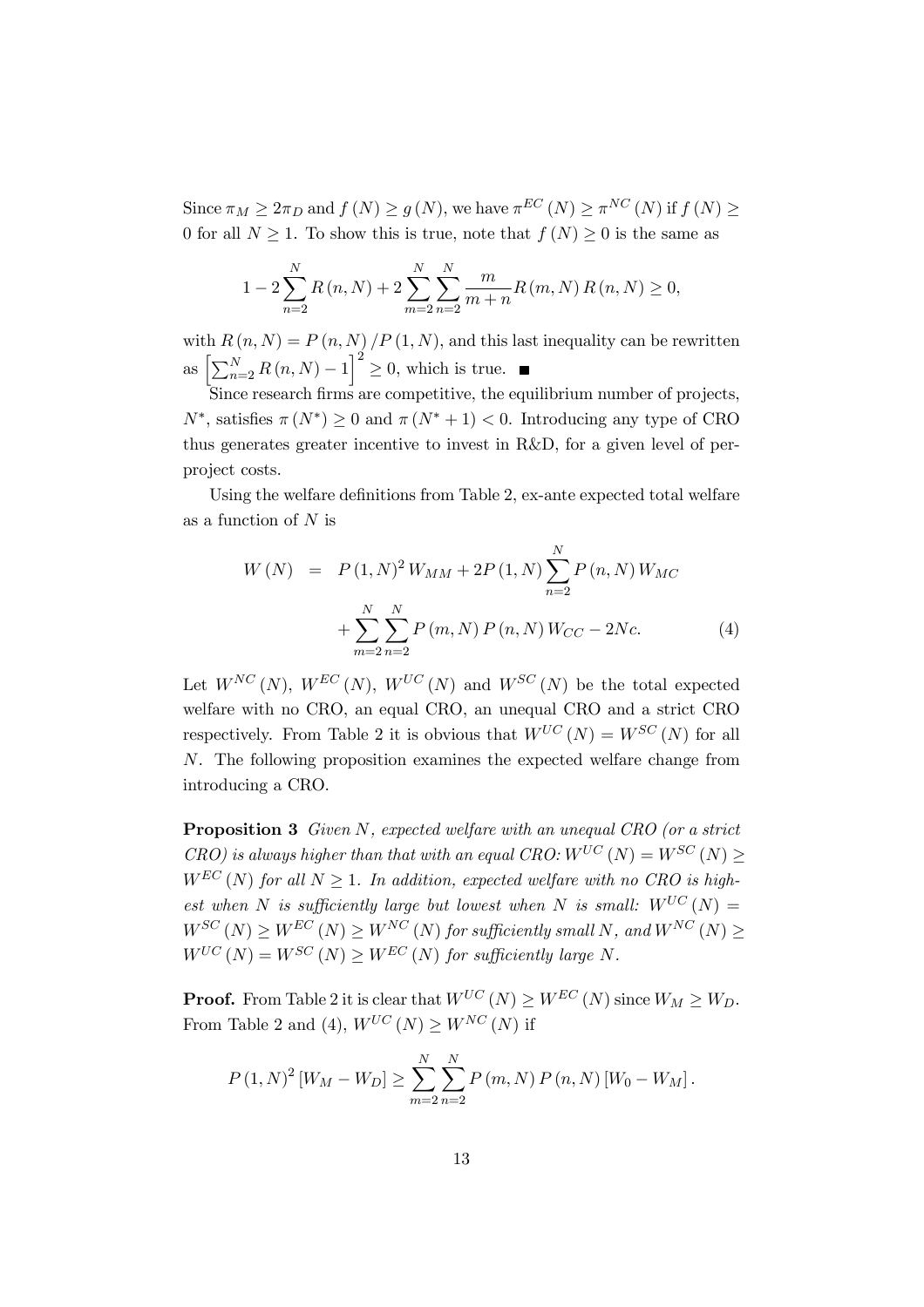Since $\pi_M \geq 2\pi_D$ and $f(N) \geq g(N)$, we have $\pi^{EC}(N) \geq \pi^{NC}(N)$ if $f(N) \geq 0$ for all $N \geq 1$. To show this is true, note that $f(N) \geq 0$ is the same as

$$1 - 2\sum_{n=2}^{N} R(n,N) + 2\sum_{m=2}^{N}\sum_{n=2}^{N} \frac{m}{m+n} R(m,N) R(n,N) \geq 0,$$

with $R(n,N) = P(n,N)/P(1,N)$, and this last inequality can be rewritten as $\left[\sum_{n=2}^{N} R(n,N) - 1\right]^2 \geq 0$, which is true. ■

Since research firms are competitive, the equilibrium number of projects, $N^*$, satisfies $\pi(N^*) \geq 0$ and $\pi(N^*+1) < 0$. Introducing any type of CRO thus generates greater incentive to invest in R&D, for a given level of per-project costs.

Using the welfare definitions from Table 2, ex-ante expected total welfare as a function of $N$ is

$$\begin{aligned} W(N) &= P(1,N)^2 W_{MM} + 2P(1,N)\sum_{n=2}^{N} P(n,N) W_{MC} \\ &\quad + \sum_{m=2}^{N}\sum_{n=2}^{N} P(m,N) P(n,N) W_{CC} - 2Nc. \end{aligned} \tag{4}$$

Let $W^{NC}(N)$, $W^{EC}(N)$, $W^{UC}(N)$ and $W^{SC}(N)$ be the total expected welfare with no CRO, an equal CRO, an unequal CRO and a strict CRO respectively. From Table 2 it is obvious that $W^{UC}(N) = W^{SC}(N)$ for all $N$. The following proposition examines the expected welfare change from introducing a CRO.

**Proposition 3** *Given $N$, expected welfare with an unequal CRO (or a strict CRO) is always higher than that with an equal CRO: $W^{UC}(N) = W^{SC}(N) \geq W^{EC}(N)$ for all $N \geq 1$. In addition, expected welfare with no CRO is highest when $N$ is sufficiently large but lowest when $N$ is small: $W^{UC}(N) = W^{SC}(N) \geq W^{EC}(N) \geq W^{NC}(N)$ for sufficiently small $N$, and $W^{NC}(N) \geq W^{UC}(N) = W^{SC}(N) \geq W^{EC}(N)$ for sufficiently large $N$.*

**Proof.** From Table 2 it is clear that $W^{UC}(N) \geq W^{EC}(N)$ since $W_M \geq W_D$. From Table 2 and (4), $W^{UC}(N) \geq W^{NC}(N)$ if

$$P(1,N)^2 [W_M - W_D] \geq \sum_{m=2}^{N}\sum_{n=2}^{N} P(m,N) P(n,N) [W_0 - W_M].$$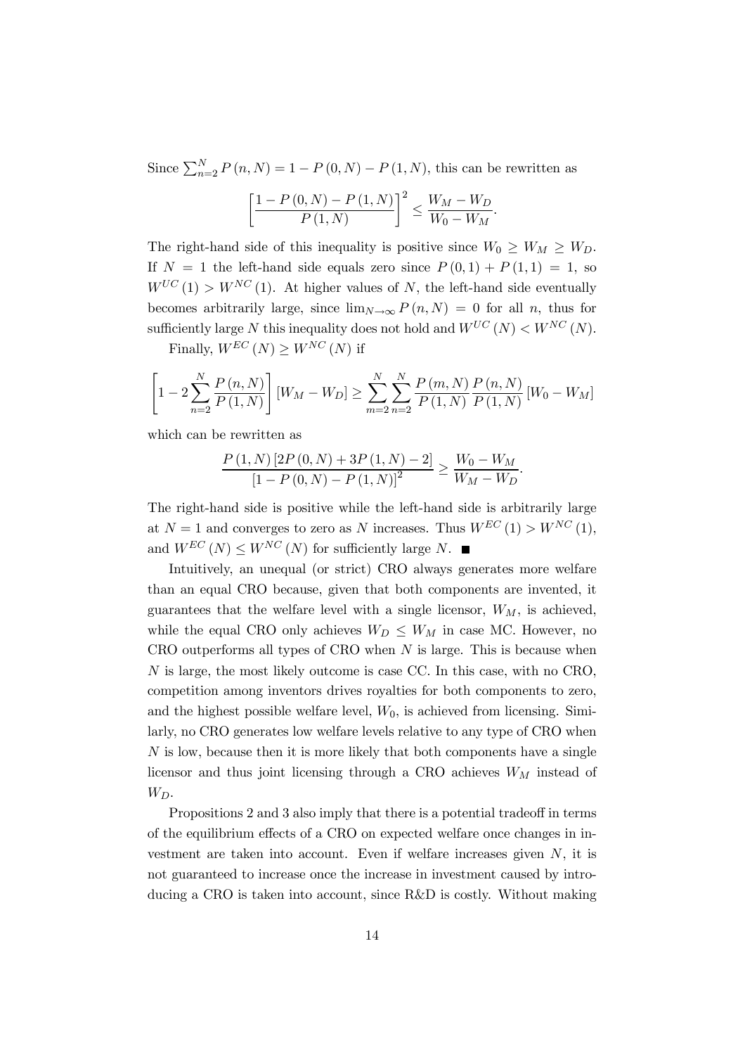Since $\sum_{n=2}^{N} P(n,N) = 1 - P(0,N) - P(1,N)$, this can be rewritten as

$$\left[\frac{1 - P(0,N) - P(1,N)}{P(1,N)}\right]^2 \leq \frac{W_M - W_D}{W_0 - W_M}.$$

The right-hand side of this inequality is positive since $W_0 \geq W_M \geq W_D$. If $N = 1$ the left-hand side equals zero since $P(0,1) + P(1,1) = 1$, so $W^{UC}(1) > W^{NC}(1)$. At higher values of $N$, the left-hand side eventually becomes arbitrarily large, since $\lim_{N\to\infty} P(n,N) = 0$ for all $n$, thus for sufficiently large $N$ this inequality does not hold and $W^{UC}(N) < W^{NC}(N)$.

Finally, $W^{EC}(N) \geq W^{NC}(N)$ if

$$\left[1 - 2\sum_{n=2}^{N} \frac{P(n,N)}{P(1,N)}\right][W_M - W_D] \geq \sum_{m=2}^{N}\sum_{n=2}^{N} \frac{P(m,N)}{P(1,N)} \frac{P(n,N)}{P(1,N)} [W_0 - W_M]$$

which can be rewritten as

$$\frac{P(1,N)[2P(0,N) + 3P(1,N) - 2]}{[1 - P(0,N) - P(1,N)]^2} \geq \frac{W_0 - W_M}{W_M - W_D}.$$

The right-hand side is positive while the left-hand side is arbitrarily large at $N = 1$ and converges to zero as $N$ increases. Thus $W^{EC}(1) > W^{NC}(1)$, and $W^{EC}(N) \leq W^{NC}(N)$ for sufficiently large $N$. ■

Intuitively, an unequal (or strict) CRO always generates more welfare than an equal CRO because, given that both components are invented, it guarantees that the welfare level with a single licensor, $W_M$, is achieved, while the equal CRO only achieves $W_D \leq W_M$ in case MC. However, no CRO outperforms all types of CRO when $N$ is large. This is because when $N$ is large, the most likely outcome is case CC. In this case, with no CRO, competition among inventors drives royalties for both components to zero, and the highest possible welfare level, $W_0$, is achieved from licensing. Similarly, no CRO generates low welfare levels relative to any type of CRO when $N$ is low, because then it is more likely that both components have a single licensor and thus joint licensing through a CRO achieves $W_M$ instead of $W_D$.

Propositions 2 and 3 also imply that there is a potential tradeoff in terms of the equilibrium effects of a CRO on expected welfare once changes in investment are taken into account. Even if welfare increases given $N$, it is not guaranteed to increase once the increase in investment caused by introducing a CRO is taken into account, since R&D is costly. Without making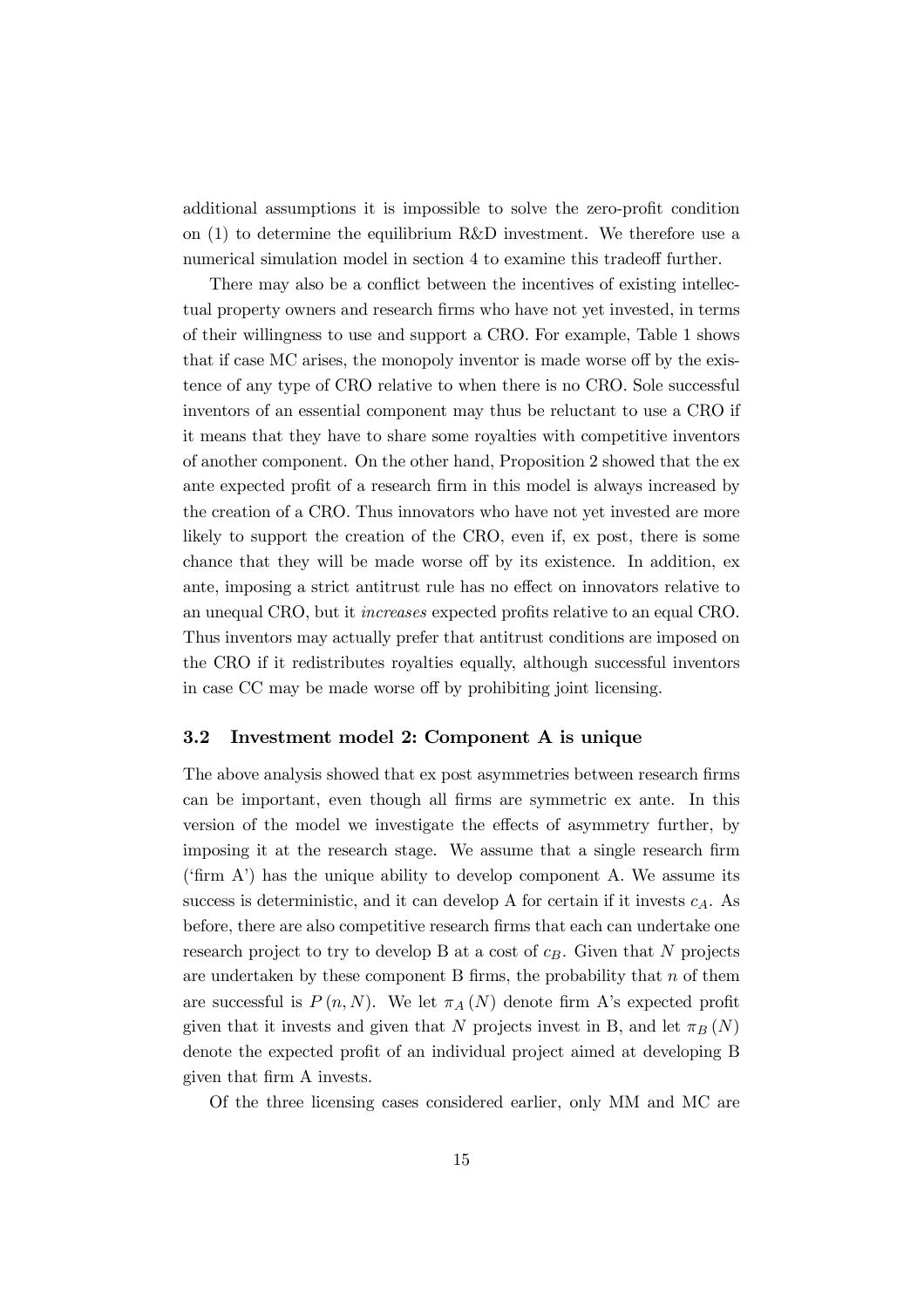additional assumptions it is impossible to solve the zero-profit condition on (1) to determine the equilibrium R&D investment. We therefore use a numerical simulation model in section 4 to examine this tradeoff further.

There may also be a conflict between the incentives of existing intellectual property owners and research firms who have not yet invested, in terms of their willingness to use and support a CRO. For example, Table 1 shows that if case MC arises, the monopoly inventor is made worse off by the existence of any type of CRO relative to when there is no CRO. Sole successful inventors of an essential component may thus be reluctant to use a CRO if it means that they have to share some royalties with competitive inventors of another component. On the other hand, Proposition 2 showed that the ex ante expected profit of a research firm in this model is always increased by the creation of a CRO. Thus innovators who have not yet invested are more likely to support the creation of the CRO, even if, ex post, there is some chance that they will be made worse off by its existence. In addition, ex ante, imposing a strict antitrust rule has no effect on innovators relative to an unequal CRO, but it *increases* expected profits relative to an equal CRO. Thus inventors may actually prefer that antitrust conditions are imposed on the CRO if it redistributes royalties equally, although successful inventors in case CC may be made worse off by prohibiting joint licensing.

### 3.2 Investment model 2: Component A is unique

The above analysis showed that ex post asymmetries between research firms can be important, even though all firms are symmetric ex ante. In this version of the model we investigate the effects of asymmetry further, by imposing it at the research stage. We assume that a single research firm ('firm A') has the unique ability to develop component A. We assume its success is deterministic, and it can develop A for certain if it invests $c_A$. As before, there are also competitive research firms that each can undertake one research project to try to develop B at a cost of $c_B$. Given that $N$ projects are undertaken by these component B firms, the probability that $n$ of them are successful is $P(n, N)$. We let $\pi_A(N)$ denote firm A's expected profit given that it invests and given that $N$ projects invest in B, and let $\pi_B(N)$ denote the expected profit of an individual project aimed at developing B given that firm A invests.

Of the three licensing cases considered earlier, only MM and MC are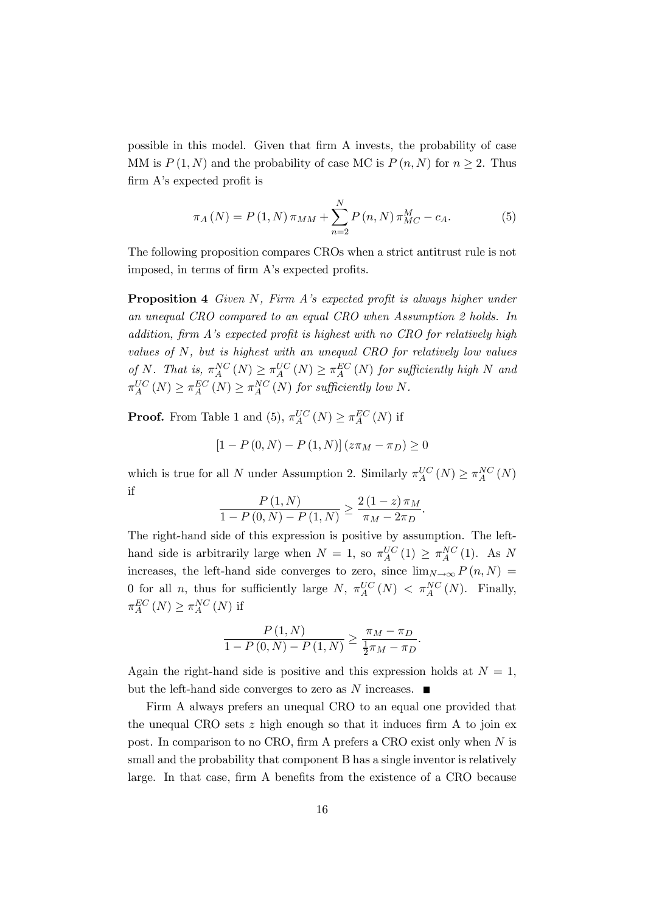possible in this model. Given that firm A invests, the probability of case MM is $P(1, N)$ and the probability of case MC is $P(n, N)$ for $n \geq 2$. Thus firm A's expected profit is

$$\pi_A(N) = P(1, N)\,\pi_{MM} + \sum_{n=2}^{N} P(n, N)\,\pi_{MC}^{M} - c_A. \tag{5}$$

The following proposition compares CROs when a strict antitrust rule is not imposed, in terms of firm A's expected profits.

**Proposition 4** *Given $N$, Firm A's expected profit is always higher under an unequal CRO compared to an equal CRO when Assumption 2 holds. In addition, firm A's expected profit is highest with no CRO for relatively high values of $N$, but is highest with an unequal CRO for relatively low values of $N$. That is, $\pi_A^{NC}(N) \geq \pi_A^{UC}(N) \geq \pi_A^{EC}(N)$ for sufficiently high $N$ and $\pi_A^{UC}(N) \geq \pi_A^{EC}(N) \geq \pi_A^{NC}(N)$ for sufficiently low $N$.*

**Proof.** From Table 1 and (5), $\pi_A^{UC}(N) \geq \pi_A^{EC}(N)$ if

$$[1 - P(0, N) - P(1, N)](z\pi_M - \pi_D) \geq 0$$

which is true for all $N$ under Assumption 2. Similarly $\pi_A^{UC}(N) \geq \pi_A^{NC}(N)$ if

$$\frac{P(1, N)}{1 - P(0, N) - P(1, N)} \geq \frac{2(1 - z)\pi_M}{\pi_M - 2\pi_D}.$$

The right-hand side of this expression is positive by assumption. The left-hand side is arbitrarily large when $N = 1$, so $\pi_A^{UC}(1) \geq \pi_A^{NC}(1)$. As $N$ increases, the left-hand side converges to zero, since $\lim_{N\to\infty} P(n, N) = 0$ for all $n$, thus for sufficiently large $N$, $\pi_A^{UC}(N) < \pi_A^{NC}(N)$. Finally, $\pi_A^{EC}(N) \geq \pi_A^{NC}(N)$ if

$$\frac{P(1, N)}{1 - P(0, N) - P(1, N)} \geq \frac{\pi_M - \pi_D}{\frac{1}{2}\pi_M - \pi_D}.$$

Again the right-hand side is positive and this expression holds at $N = 1$, but the left-hand side converges to zero as $N$ increases. ∎

Firm A always prefers an unequal CRO to an equal one provided that the unequal CRO sets $z$ high enough so that it induces firm A to join ex post. In comparison to no CRO, firm A prefers a CRO exist only when $N$ is small and the probability that component B has a single inventor is relatively large. In that case, firm A benefits from the existence of a CRO because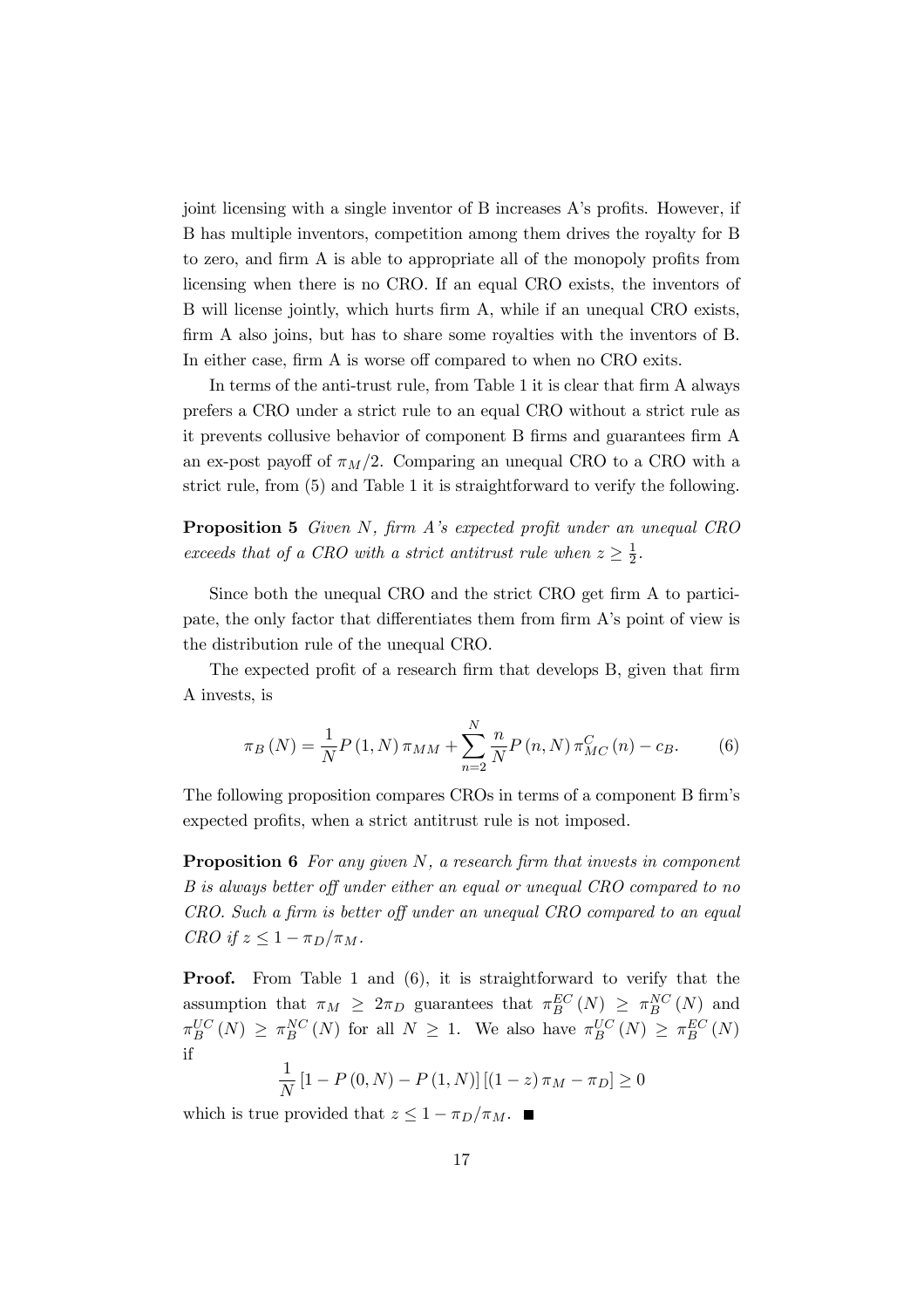joint licensing with a single inventor of B increases A's profits. However, if B has multiple inventors, competition among them drives the royalty for B to zero, and firm A is able to appropriate all of the monopoly profits from licensing when there is no CRO. If an equal CRO exists, the inventors of B will license jointly, which hurts firm A, while if an unequal CRO exists, firm A also joins, but has to share some royalties with the inventors of B. In either case, firm A is worse off compared to when no CRO exits.

In terms of the anti-trust rule, from Table 1 it is clear that firm A always prefers a CRO under a strict rule to an equal CRO without a strict rule as it prevents collusive behavior of component B firms and guarantees firm A an ex-post payoff of $\pi_M/2$. Comparing an unequal CRO to a CRO with a strict rule, from (5) and Table 1 it is straightforward to verify the following.

**Proposition 5** *Given $N$, firm A's expected profit under an unequal CRO exceeds that of a CRO with a strict antitrust rule when $z \geq \frac{1}{2}$.*

Since both the unequal CRO and the strict CRO get firm A to participate, the only factor that differentiates them from firm A's point of view is the distribution rule of the unequal CRO.

The expected profit of a research firm that develops B, given that firm A invests, is

$$\pi_B(N) = \frac{1}{N} P(1,N)\,\pi_{MM} + \sum_{n=2}^{N} \frac{n}{N} P(n,N)\,\pi_{MC}^{C}(n) - c_B. \tag{6}$$

The following proposition compares CROs in terms of a component B firm's expected profits, when a strict antitrust rule is not imposed.

**Proposition 6** *For any given $N$, a research firm that invests in component B is always better off under either an equal or unequal CRO compared to no CRO. Such a firm is better off under an unequal CRO compared to an equal CRO if $z \leq 1 - \pi_D/\pi_M$.*

**Proof.** From Table 1 and (6), it is straightforward to verify that the assumption that $\pi_M \geq 2\pi_D$ guarantees that $\pi_B^{EC}(N) \geq \pi_B^{NC}(N)$ and $\pi_B^{UC}(N) \geq \pi_B^{NC}(N)$ for all $N \geq 1$. We also have $\pi_B^{UC}(N) \geq \pi_B^{EC}(N)$ if

$$\frac{1}{N}\left[1 - P(0,N) - P(1,N)\right]\left[(1-z)\,\pi_M - \pi_D\right] \geq 0$$

which is true provided that $z \leq 1 - \pi_D/\pi_M$. ■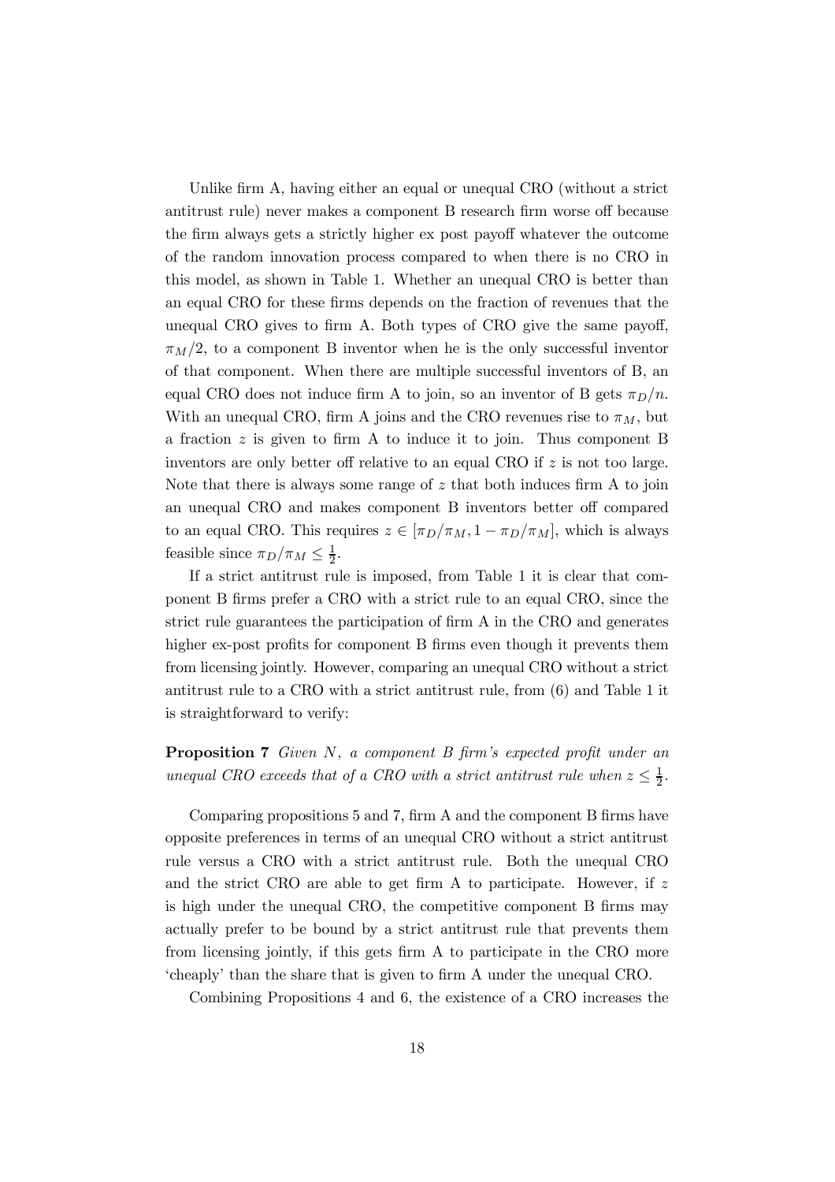Unlike firm A, having either an equal or unequal CRO (without a strict antitrust rule) never makes a component B research firm worse off because the firm always gets a strictly higher ex post payoff whatever the outcome of the random innovation process compared to when there is no CRO in this model, as shown in Table 1. Whether an unequal CRO is better than an equal CRO for these firms depends on the fraction of revenues that the unequal CRO gives to firm A. Both types of CRO give the same payoff, $\pi_M/2$, to a component B inventor when he is the only successful inventor of that component. When there are multiple successful inventors of B, an equal CRO does not induce firm A to join, so an inventor of B gets $\pi_D/n$. With an unequal CRO, firm A joins and the CRO revenues rise to $\pi_M$, but a fraction $z$ is given to firm A to induce it to join. Thus component B inventors are only better off relative to an equal CRO if $z$ is not too large. Note that there is always some range of $z$ that both induces firm A to join an unequal CRO and makes component B inventors better off compared to an equal CRO. This requires $z \in [\pi_D/\pi_M, 1 - \pi_D/\pi_M]$, which is always feasible since $\pi_D/\pi_M \leq \frac{1}{2}$.

If a strict antitrust rule is imposed, from Table 1 it is clear that component B firms prefer a CRO with a strict rule to an equal CRO, since the strict rule guarantees the participation of firm A in the CRO and generates higher ex-post profits for component B firms even though it prevents them from licensing jointly. However, comparing an unequal CRO without a strict antitrust rule to a CRO with a strict antitrust rule, from (6) and Table 1 it is straightforward to verify:

**Proposition 7** *Given $N$, a component B firm's expected profit under an unequal CRO exceeds that of a CRO with a strict antitrust rule when $z \leq \frac{1}{2}$.*

Comparing propositions 5 and 7, firm A and the component B firms have opposite preferences in terms of an unequal CRO without a strict antitrust rule versus a CRO with a strict antitrust rule. Both the unequal CRO and the strict CRO are able to get firm A to participate. However, if $z$ is high under the unequal CRO, the competitive component B firms may actually prefer to be bound by a strict antitrust rule that prevents them from licensing jointly, if this gets firm A to participate in the CRO more 'cheaply' than the share that is given to firm A under the unequal CRO.

Combining Propositions 4 and 6, the existence of a CRO increases the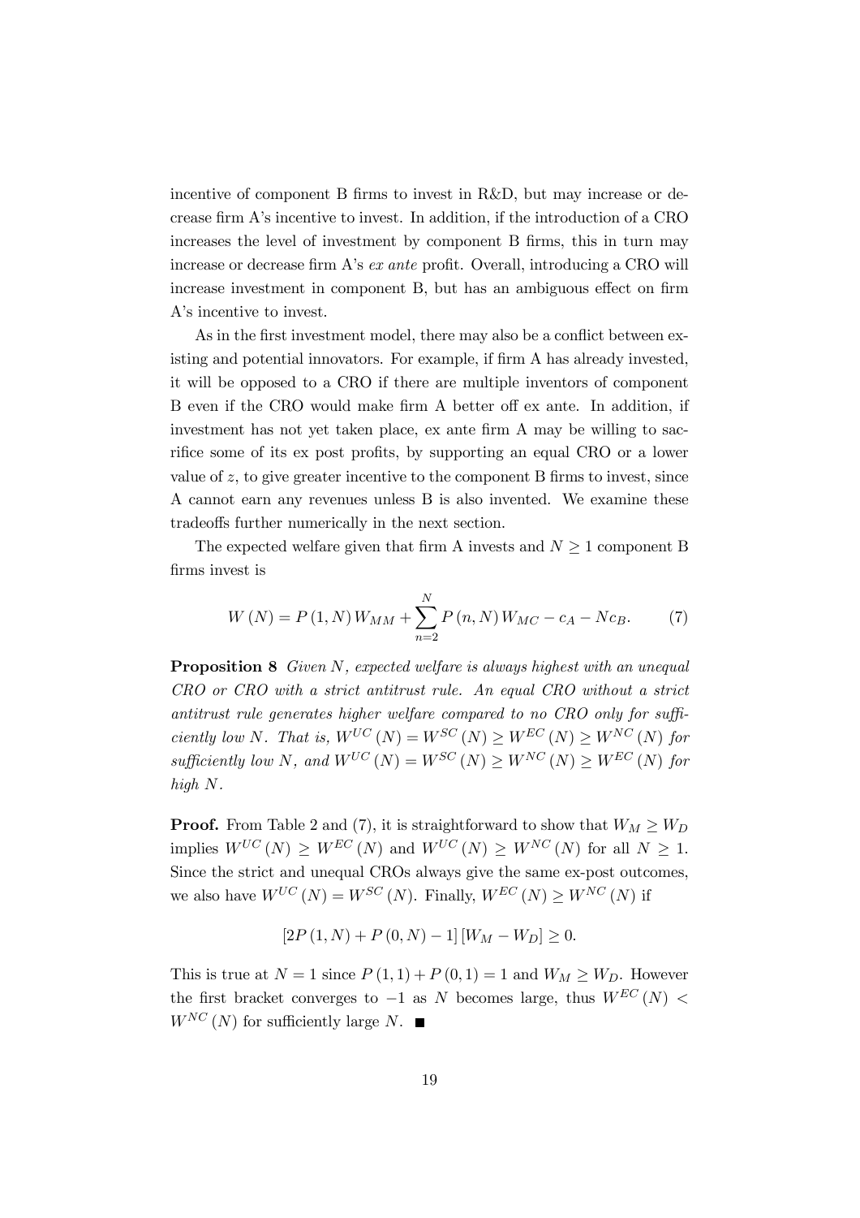incentive of component B firms to invest in R&D, but may increase or decrease firm A's incentive to invest. In addition, if the introduction of a CRO increases the level of investment by component B firms, this in turn may increase or decrease firm A's *ex ante* profit. Overall, introducing a CRO will increase investment in component B, but has an ambiguous effect on firm A's incentive to invest.

As in the first investment model, there may also be a conflict between existing and potential innovators. For example, if firm A has already invested, it will be opposed to a CRO if there are multiple inventors of component B even if the CRO would make firm A better off ex ante. In addition, if investment has not yet taken place, ex ante firm A may be willing to sacrifice some of its ex post profits, by supporting an equal CRO or a lower value of $z$, to give greater incentive to the component B firms to invest, since A cannot earn any revenues unless B is also invented. We examine these tradeoffs further numerically in the next section.

The expected welfare given that firm A invests and $N \geq 1$ component B firms invest is

$$W(N) = P(1, N) W_{MM} + \sum_{n=2}^{N} P(n, N) W_{MC} - c_A - N c_B. \qquad (7)$$

**Proposition 8** *Given $N$, expected welfare is always highest with an unequal CRO or CRO with a strict antitrust rule. An equal CRO without a strict antitrust rule generates higher welfare compared to no CRO only for sufficiently low $N$. That is, $W^{UC}(N) = W^{SC}(N) \geq W^{EC}(N) \geq W^{NC}(N)$ for sufficiently low $N$, and $W^{UC}(N) = W^{SC}(N) \geq W^{NC}(N) \geq W^{EC}(N)$ for high $N$.*

**Proof.** From Table 2 and (7), it is straightforward to show that $W_M \geq W_D$ implies $W^{UC}(N) \geq W^{EC}(N)$ and $W^{UC}(N) \geq W^{NC}(N)$ for all $N \geq 1$. Since the strict and unequal CROs always give the same ex-post outcomes, we also have $W^{UC}(N) = W^{SC}(N)$. Finally, $W^{EC}(N) \geq W^{NC}(N)$ if

$$[2P(1, N) + P(0, N) - 1][W_M - W_D] \geq 0.$$

This is true at $N = 1$ since $P(1, 1) + P(0, 1) = 1$ and $W_M \geq W_D$. However the first bracket converges to $-1$ as $N$ becomes large, thus $W^{EC}(N) < W^{NC}(N)$ for sufficiently large $N$. ■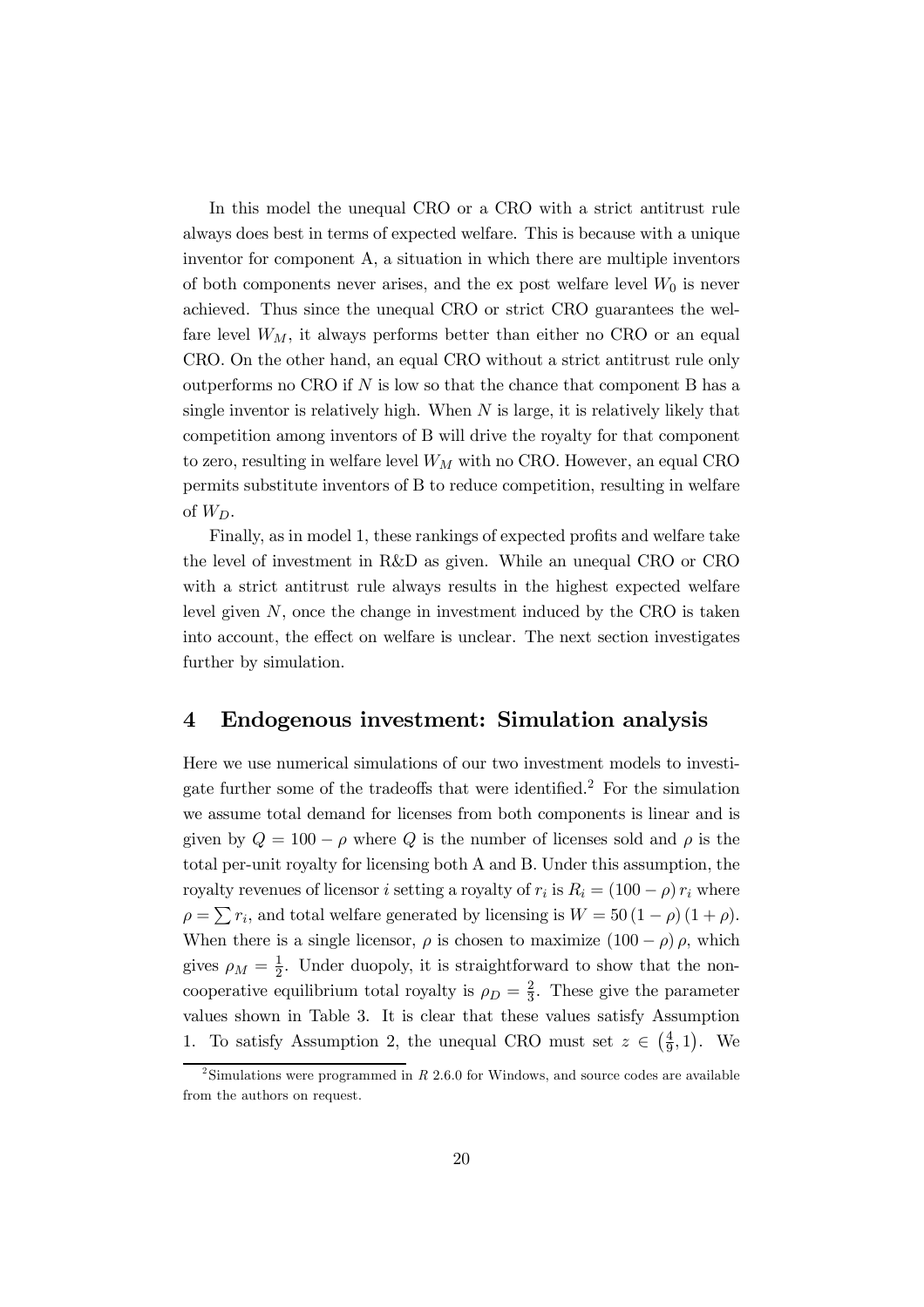In this model the unequal CRO or a CRO with a strict antitrust rule always does best in terms of expected welfare. This is because with a unique inventor for component A, a situation in which there are multiple inventors of both components never arises, and the ex post welfare level $W_0$ is never achieved. Thus since the unequal CRO or strict CRO guarantees the welfare level $W_M$, it always performs better than either no CRO or an equal CRO. On the other hand, an equal CRO without a strict antitrust rule only outperforms no CRO if $N$ is low so that the chance that component B has a single inventor is relatively high. When $N$ is large, it is relatively likely that competition among inventors of B will drive the royalty for that component to zero, resulting in welfare level $W_M$ with no CRO. However, an equal CRO permits substitute inventors of B to reduce competition, resulting in welfare of $W_D$.

Finally, as in model 1, these rankings of expected profits and welfare take the level of investment in R&D as given. While an unequal CRO or CRO with a strict antitrust rule always results in the highest expected welfare level given $N$, once the change in investment induced by the CRO is taken into account, the effect on welfare is unclear. The next section investigates further by simulation.

## 4 Endogenous investment: Simulation analysis

Here we use numerical simulations of our two investment models to investigate further some of the tradeoffs that were identified.[2] For the simulation we assume total demand for licenses from both components is linear and is given by $Q = 100 - \rho$ where $Q$ is the number of licenses sold and $\rho$ is the total per-unit royalty for licensing both A and B. Under this assumption, the royalty revenues of licensor $i$ setting a royalty of $r_i$ is $R_i = (100 - \rho)\, r_i$ where $\rho = \sum r_i$, and total welfare generated by licensing is $W = 50\,(1 - \rho)\,(1 + \rho)$. When there is a single licensor, $\rho$ is chosen to maximize $(100 - \rho)\,\rho$, which gives $\rho_M = \frac{1}{2}$. Under duopoly, it is straightforward to show that the non-cooperative equilibrium total royalty is $\rho_D = \frac{2}{3}$. These give the parameter values shown in Table 3. It is clear that these values satisfy Assumption 1. To satisfy Assumption 2, the unequal CRO must set $z \in \left(\frac{4}{9}, 1\right)$. We

[2] Simulations were programmed in $R$ 2.6.0 for Windows, and source codes are available from the authors on request.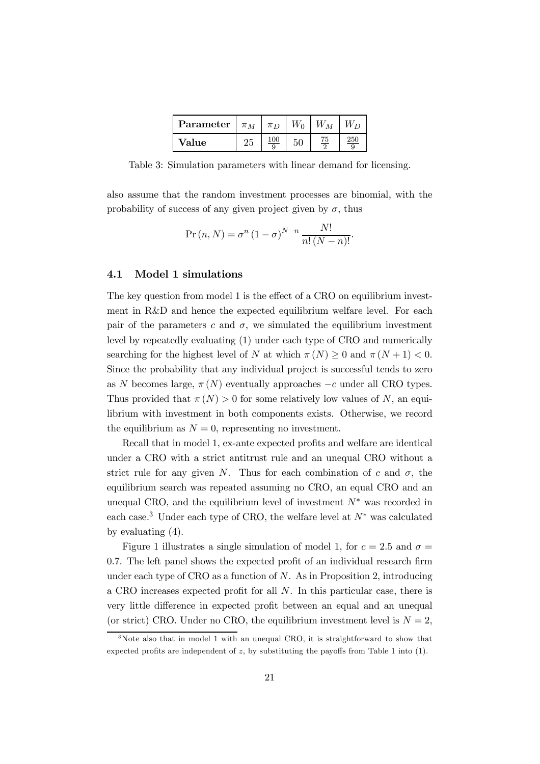| **Parameter** | $\pi_M$ | $\pi_D$ | $W_0$ | $W_M$ | $W_D$ |
|---|---|---|---|---|---|
| **Value** | 25 | $\frac{100}{9}$ | 50 | $\frac{75}{2}$ | $\frac{250}{9}$ |

Table 3: Simulation parameters with linear demand for licensing.

also assume that the random investment processes are binomial, with the probability of success of any given project given by $\sigma$, thus

$$\Pr(n, N) = \sigma^n (1-\sigma)^{N-n} \frac{N!}{n!(N-n)!}.$$

### 4.1 Model 1 simulations

The key question from model 1 is the effect of a CRO on equilibrium investment in R&D and hence the expected equilibrium welfare level. For each pair of the parameters $c$ and $\sigma$, we simulated the equilibrium investment level by repeatedly evaluating (1) under each type of CRO and numerically searching for the highest level of $N$ at which $\pi(N) \geq 0$ and $\pi(N+1) < 0$. Since the probability that any individual project is successful tends to zero as $N$ becomes large, $\pi(N)$ eventually approaches $-c$ under all CRO types. Thus provided that $\pi(N) > 0$ for some relatively low values of $N$, an equilibrium with investment in both components exists. Otherwise, we record the equilibrium as $N = 0$, representing no investment.

Recall that in model 1, ex-ante expected profits and welfare are identical under a CRO with a strict antitrust rule and an unequal CRO without a strict rule for any given $N$. Thus for each combination of $c$ and $\sigma$, the equilibrium search was repeated assuming no CRO, an equal CRO and an unequal CRO, and the equilibrium level of investment $N^*$ was recorded in each case.[3] Under each type of CRO, the welfare level at $N^*$ was calculated by evaluating (4).

Figure 1 illustrates a single simulation of model 1, for $c = 2.5$ and $\sigma = 0.7$. The left panel shows the expected profit of an individual research firm under each type of CRO as a function of $N$. As in Proposition 2, introducing a CRO increases expected profit for all $N$. In this particular case, there is very little difference in expected profit between an equal and an unequal (or strict) CRO. Under no CRO, the equilibrium investment level is $N = 2$,

[3] Note also that in model 1 with an unequal CRO, it is straightforward to show that expected profits are independent of $z$, by substituting the payoffs from Table 1 into (1).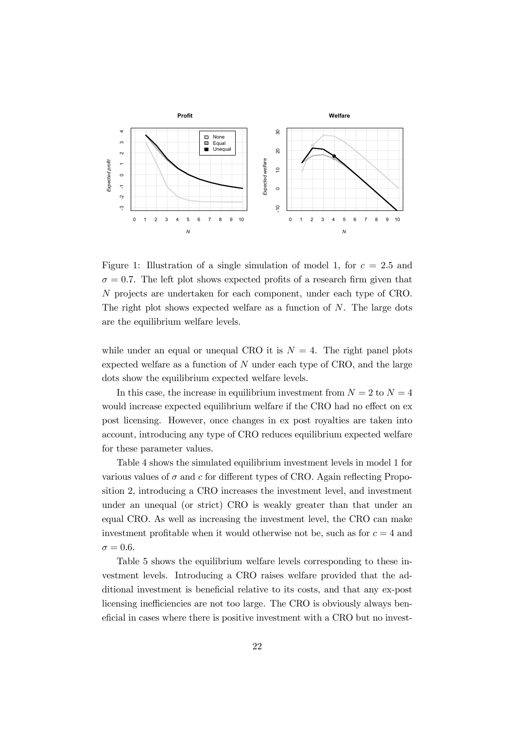Figure 1: Illustration of a single simulation of model 1, for $c = 2.5$ and $\sigma = 0.7$. The left plot shows expected profits of a research firm given that $N$ projects are undertaken for each component, under each type of CRO. The right plot shows expected welfare as a function of $N$. The large dots are the equilibrium welfare levels.

while under an equal or unequal CRO it is $N = 4$. The right panel plots expected welfare as a function of $N$ under each type of CRO, and the large dots show the equilibrium expected welfare levels.

In this case, the increase in equilibrium investment from $N = 2$ to $N = 4$ would increase expected equilibrium welfare if the CRO had no effect on ex post licensing. However, once changes in ex post royalties are taken into account, introducing any type of CRO reduces equilibrium expected welfare for these parameter values.

Table 4 shows the simulated equilibrium investment levels in model 1 for various values of $\sigma$ and $c$ for different types of CRO. Again reflecting Proposition 2, introducing a CRO increases the investment level, and investment under an unequal (or strict) CRO is weakly greater than that under an equal CRO. As well as increasing the investment level, the CRO can make investment profitable when it would otherwise not be, such as for $c = 4$ and $\sigma = 0.6$.

Table 5 shows the equilibrium welfare levels corresponding to these investment levels. Introducing a CRO raises welfare provided that the additional investment is beneficial relative to its costs, and that any ex-post licensing inefficiencies are not too large. The CRO is obviously always beneficial in cases where there is positive investment with a CRO but no invest-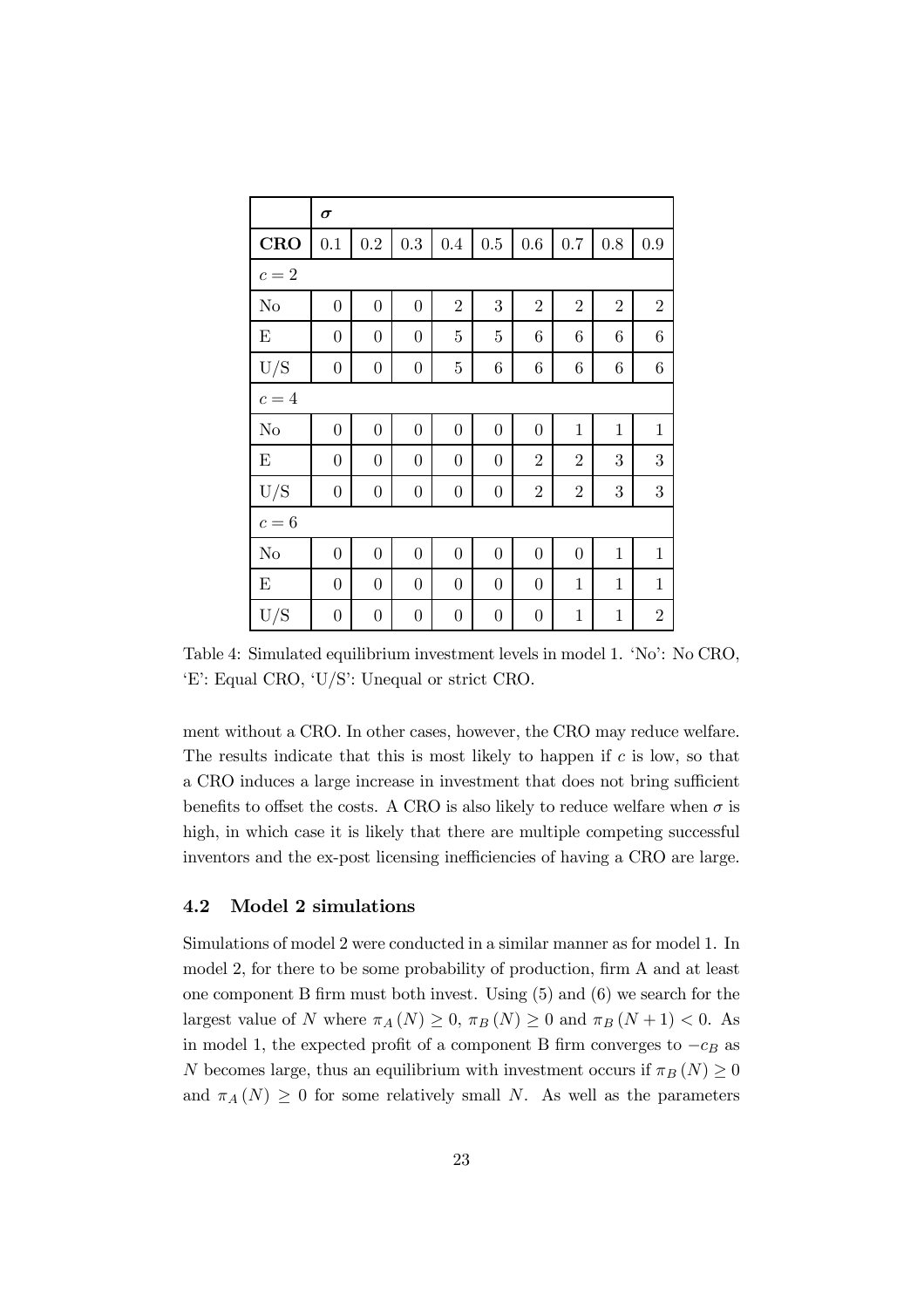| | $\boldsymbol{\sigma}$ | | | | | | | | |
|---|---|---|---|---|---|---|---|---|---|
| **CRO** | 0.1 | 0.2 | 0.3 | 0.4 | 0.5 | 0.6 | 0.7 | 0.8 | 0.9 |
| $c = 2$ | | | | | | | | | |
| No | 0 | 0 | 0 | 2 | 3 | 2 | 2 | 2 | 2 |
| E | 0 | 0 | 0 | 5 | 5 | 6 | 6 | 6 | 6 |
| U/S | 0 | 0 | 0 | 5 | 6 | 6 | 6 | 6 | 6 |
| $c = 4$ | | | | | | | | | |
| No | 0 | 0 | 0 | 0 | 0 | 0 | 1 | 1 | 1 |
| E | 0 | 0 | 0 | 0 | 0 | 2 | 2 | 3 | 3 |
| U/S | 0 | 0 | 0 | 0 | 0 | 2 | 2 | 3 | 3 |
| $c = 6$ | | | | | | | | | |
| No | 0 | 0 | 0 | 0 | 0 | 0 | 0 | 1 | 1 |
| E | 0 | 0 | 0 | 0 | 0 | 0 | 1 | 1 | 1 |
| U/S | 0 | 0 | 0 | 0 | 0 | 0 | 1 | 1 | 2 |

Table 4: Simulated equilibrium investment levels in model 1. 'No': No CRO, 'E': Equal CRO, 'U/S': Unequal or strict CRO.

ment without a CRO. In other cases, however, the CRO may reduce welfare. The results indicate that this is most likely to happen if $c$ is low, so that a CRO induces a large increase in investment that does not bring sufficient benefits to offset the costs. A CRO is also likely to reduce welfare when $\sigma$ is high, in which case it is likely that there are multiple competing successful inventors and the ex-post licensing inefficiencies of having a CRO are large.

### 4.2 Model 2 simulations

Simulations of model 2 were conducted in a similar manner as for model 1. In model 2, for there to be some probability of production, firm A and at least one component B firm must both invest. Using (5) and (6) we search for the largest value of $N$ where $\pi_A(N) \geq 0$, $\pi_B(N) \geq 0$ and $\pi_B(N+1) < 0$. As in model 1, the expected profit of a component B firm converges to $-c_B$ as $N$ becomes large, thus an equilibrium with investment occurs if $\pi_B(N) \geq 0$ and $\pi_A(N) \geq 0$ for some relatively small $N$. As well as the parameters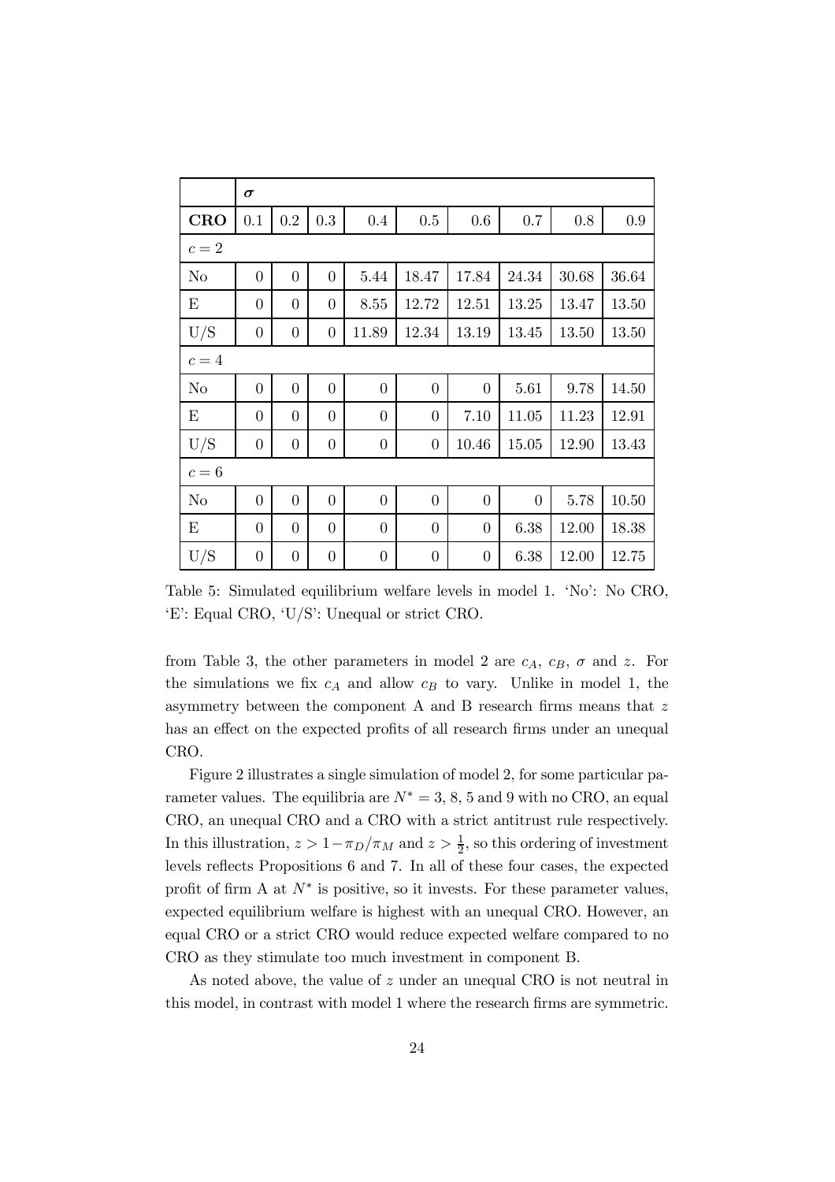| | $\boldsymbol{\sigma}$ | | | | | | | | |
|---|---|---|---|---|---|---|---|---|---|
| **CRO** | 0.1 | 0.2 | 0.3 | 0.4 | 0.5 | 0.6 | 0.7 | 0.8 | 0.9 |
| $c = 2$ | | | | | | | | | |
| No | 0 | 0 | 0 | 5.44 | 18.47 | 17.84 | 24.34 | 30.68 | 36.64 |
| E | 0 | 0 | 0 | 8.55 | 12.72 | 12.51 | 13.25 | 13.47 | 13.50 |
| U/S | 0 | 0 | 0 | 11.89 | 12.34 | 13.19 | 13.45 | 13.50 | 13.50 |
| $c = 4$ | | | | | | | | | |
| No | 0 | 0 | 0 | 0 | 0 | 0 | 5.61 | 9.78 | 14.50 |
| E | 0 | 0 | 0 | 0 | 0 | 7.10 | 11.05 | 11.23 | 12.91 |
| U/S | 0 | 0 | 0 | 0 | 0 | 10.46 | 15.05 | 12.90 | 13.43 |
| $c = 6$ | | | | | | | | | |
| No | 0 | 0 | 0 | 0 | 0 | 0 | 0 | 5.78 | 10.50 |
| E | 0 | 0 | 0 | 0 | 0 | 0 | 6.38 | 12.00 | 18.38 |
| U/S | 0 | 0 | 0 | 0 | 0 | 0 | 6.38 | 12.00 | 12.75 |

Table 5: Simulated equilibrium welfare levels in model 1. 'No': No CRO, 'E': Equal CRO, 'U/S': Unequal or strict CRO.

from Table 3, the other parameters in model 2 are $c_A$, $c_B$, $\sigma$ and $z$. For the simulations we fix $c_A$ and allow $c_B$ to vary. Unlike in model 1, the asymmetry between the component A and B research firms means that $z$ has an effect on the expected profits of all research firms under an unequal CRO.

Figure 2 illustrates a single simulation of model 2, for some particular parameter values. The equilibria are $N^* = 3$, 8, 5 and 9 with no CRO, an equal CRO, an unequal CRO and a CRO with a strict antitrust rule respectively. In this illustration, $z > 1 - \pi_D/\pi_M$ and $z > \frac{1}{2}$, so this ordering of investment levels reflects Propositions 6 and 7. In all of these four cases, the expected profit of firm A at $N^*$ is positive, so it invests. For these parameter values, expected equilibrium welfare is highest with an unequal CRO. However, an equal CRO or a strict CRO would reduce expected welfare compared to no CRO as they stimulate too much investment in component B.

As noted above, the value of $z$ under an unequal CRO is not neutral in this model, in contrast with model 1 where the research firms are symmetric.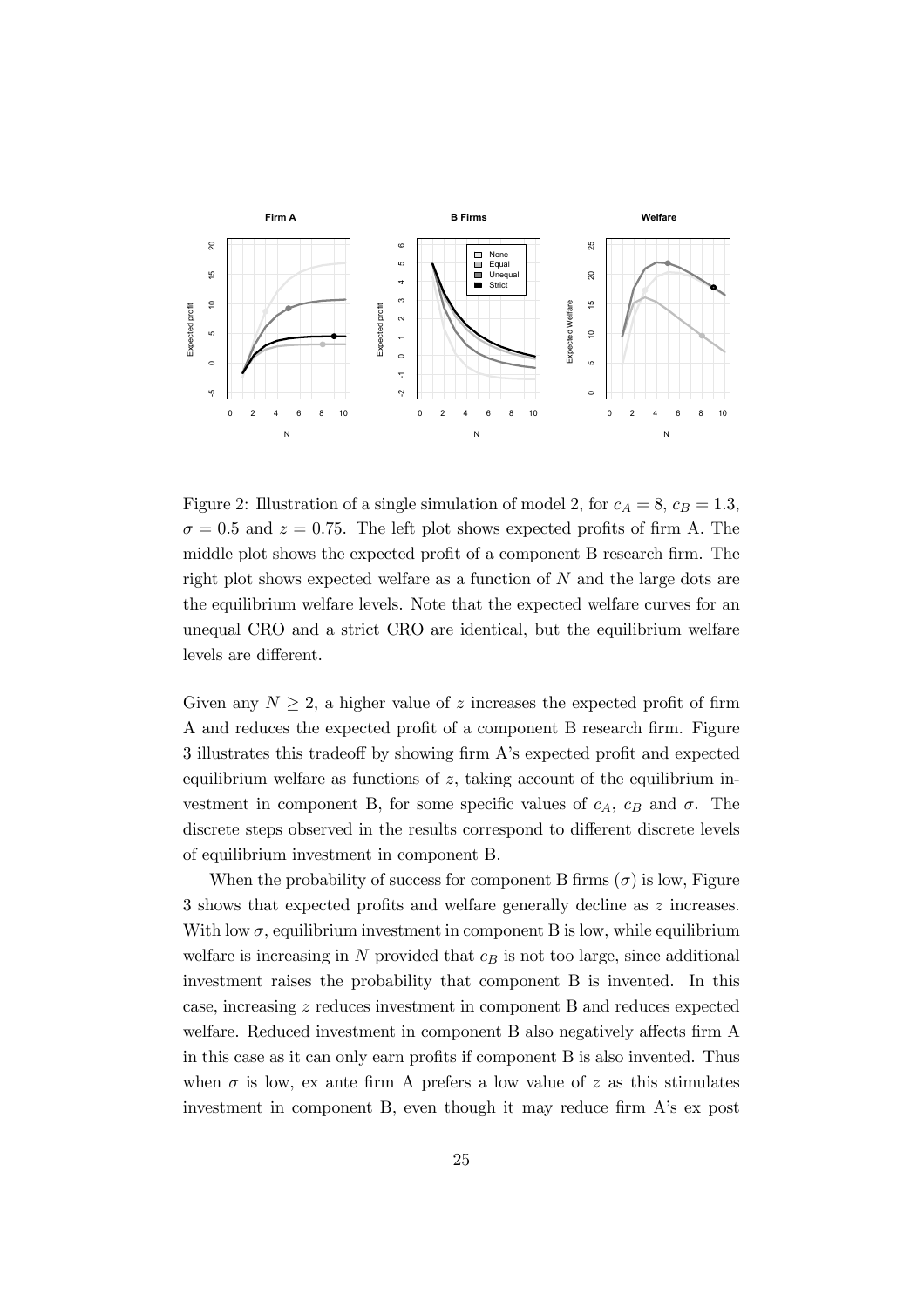Figure 2: Illustration of a single simulation of model 2, for $c_A = 8$, $c_B = 1.3$, $\sigma = 0.5$ and $z = 0.75$. The left plot shows expected profits of firm A. The middle plot shows the expected profit of a component B research firm. The right plot shows expected welfare as a function of $N$ and the large dots are the equilibrium welfare levels. Note that the expected welfare curves for an unequal CRO and a strict CRO are identical, but the equilibrium welfare levels are different.

Given any $N \geq 2$, a higher value of $z$ increases the expected profit of firm A and reduces the expected profit of a component B research firm. Figure 3 illustrates this tradeoff by showing firm A's expected profit and expected equilibrium welfare as functions of $z$, taking account of the equilibrium investment in component B, for some specific values of $c_A$, $c_B$ and $\sigma$. The discrete steps observed in the results correspond to different discrete levels of equilibrium investment in component B.

When the probability of success for component B firms ($\sigma$) is low, Figure 3 shows that expected profits and welfare generally decline as $z$ increases. With low $\sigma$, equilibrium investment in component B is low, while equilibrium welfare is increasing in $N$ provided that $c_B$ is not too large, since additional investment raises the probability that component B is invented. In this case, increasing $z$ reduces investment in component B and reduces expected welfare. Reduced investment in component B also negatively affects firm A in this case as it can only earn profits if component B is also invented. Thus when $\sigma$ is low, ex ante firm A prefers a low value of $z$ as this stimulates investment in component B, even though it may reduce firm A's ex post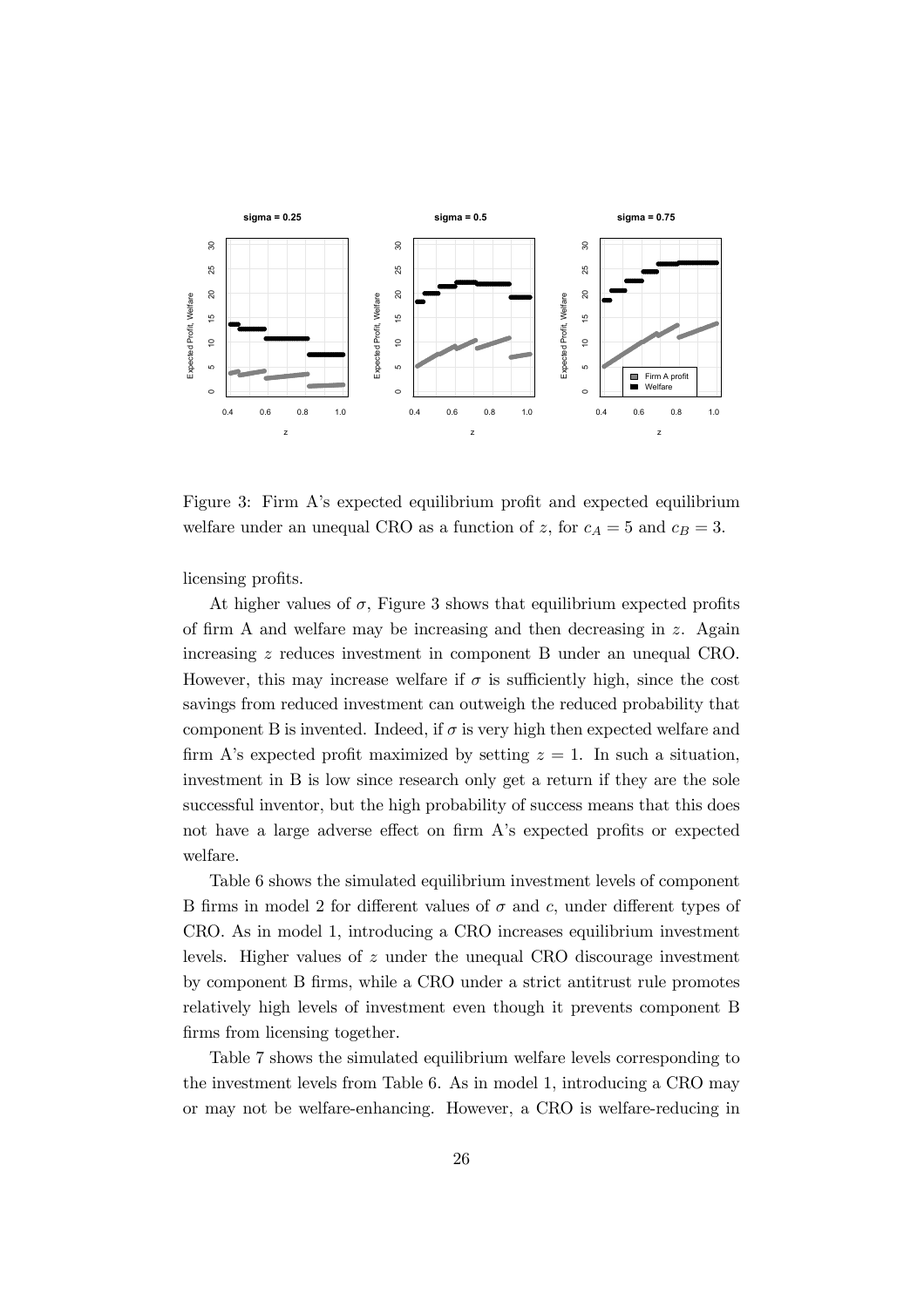Figure 3: Firm A's expected equilibrium profit and expected equilibrium welfare under an unequal CRO as a function of $z$, for $c_A = 5$ and $c_B = 3$.

licensing profits.

At higher values of $\sigma$, Figure 3 shows that equilibrium expected profits of firm A and welfare may be increasing and then decreasing in $z$. Again increasing $z$ reduces investment in component B under an unequal CRO. However, this may increase welfare if $\sigma$ is sufficiently high, since the cost savings from reduced investment can outweigh the reduced probability that component B is invented. Indeed, if $\sigma$ is very high then expected welfare and firm A's expected profit maximized by setting $z = 1$. In such a situation, investment in B is low since research only get a return if they are the sole successful inventor, but the high probability of success means that this does not have a large adverse effect on firm A's expected profits or expected welfare.

Table 6 shows the simulated equilibrium investment levels of component B firms in model 2 for different values of $\sigma$ and $c$, under different types of CRO. As in model 1, introducing a CRO increases equilibrium investment levels. Higher values of $z$ under the unequal CRO discourage investment by component B firms, while a CRO under a strict antitrust rule promotes relatively high levels of investment even though it prevents component B firms from licensing together.

Table 7 shows the simulated equilibrium welfare levels corresponding to the investment levels from Table 6. As in model 1, introducing a CRO may or may not be welfare-enhancing. However, a CRO is welfare-reducing in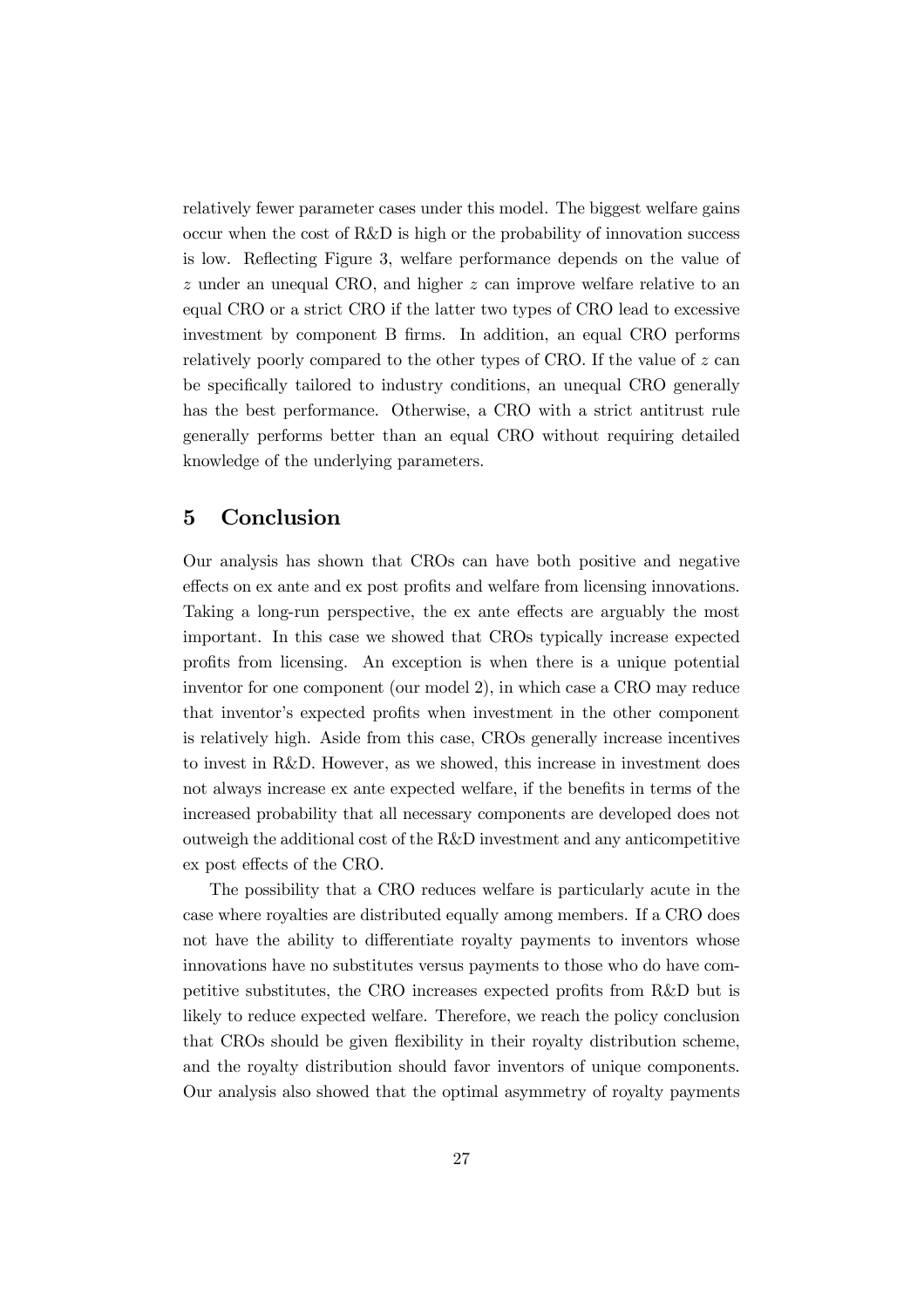relatively fewer parameter cases under this model. The biggest welfare gains occur when the cost of R&D is high or the probability of innovation success is low. Reflecting Figure 3, welfare performance depends on the value of $z$ under an unequal CRO, and higher $z$ can improve welfare relative to an equal CRO or a strict CRO if the latter two types of CRO lead to excessive investment by component B firms. In addition, an equal CRO performs relatively poorly compared to the other types of CRO. If the value of $z$ can be specifically tailored to industry conditions, an unequal CRO generally has the best performance. Otherwise, a CRO with a strict antitrust rule generally performs better than an equal CRO without requiring detailed knowledge of the underlying parameters.

## 5 Conclusion

Our analysis has shown that CROs can have both positive and negative effects on ex ante and ex post profits and welfare from licensing innovations. Taking a long-run perspective, the ex ante effects are arguably the most important. In this case we showed that CROs typically increase expected profits from licensing. An exception is when there is a unique potential inventor for one component (our model 2), in which case a CRO may reduce that inventor's expected profits when investment in the other component is relatively high. Aside from this case, CROs generally increase incentives to invest in R&D. However, as we showed, this increase in investment does not always increase ex ante expected welfare, if the benefits in terms of the increased probability that all necessary components are developed does not outweigh the additional cost of the R&D investment and any anticompetitive ex post effects of the CRO.

The possibility that a CRO reduces welfare is particularly acute in the case where royalties are distributed equally among members. If a CRO does not have the ability to differentiate royalty payments to inventors whose innovations have no substitutes versus payments to those who do have competitive substitutes, the CRO increases expected profits from R&D but is likely to reduce expected welfare. Therefore, we reach the policy conclusion that CROs should be given flexibility in their royalty distribution scheme, and the royalty distribution should favor inventors of unique components. Our analysis also showed that the optimal asymmetry of royalty payments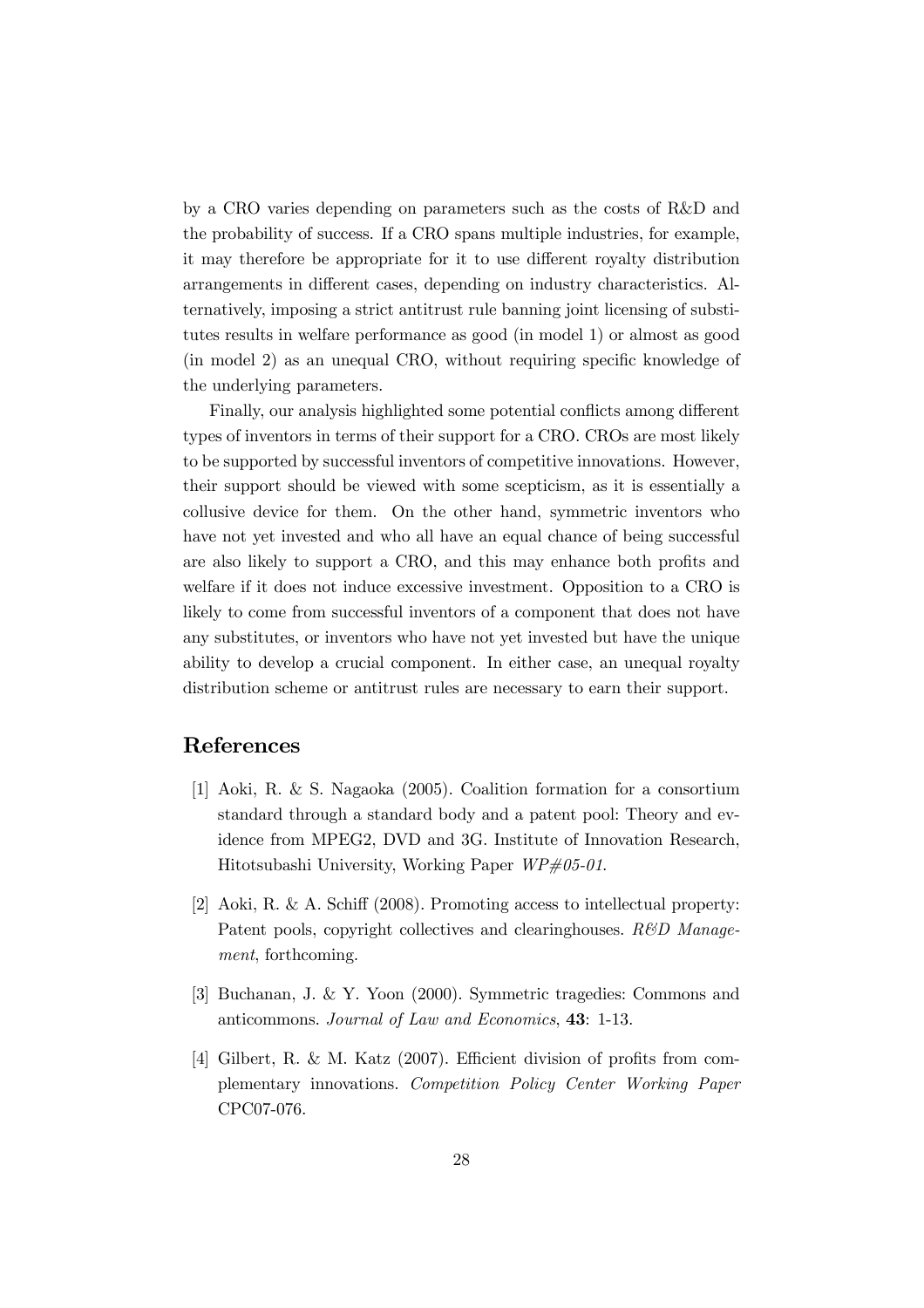by a CRO varies depending on parameters such as the costs of R&D and the probability of success. If a CRO spans multiple industries, for example, it may therefore be appropriate for it to use different royalty distribution arrangements in different cases, depending on industry characteristics. Alternatively, imposing a strict antitrust rule banning joint licensing of substitutes results in welfare performance as good (in model 1) or almost as good (in model 2) as an unequal CRO, without requiring specific knowledge of the underlying parameters.

Finally, our analysis highlighted some potential conflicts among different types of inventors in terms of their support for a CRO. CROs are most likely to be supported by successful inventors of competitive innovations. However, their support should be viewed with some scepticism, as it is essentially a collusive device for them. On the other hand, symmetric inventors who have not yet invested and who all have an equal chance of being successful are also likely to support a CRO, and this may enhance both profits and welfare if it does not induce excessive investment. Opposition to a CRO is likely to come from successful inventors of a component that does not have any substitutes, or inventors who have not yet invested but have the unique ability to develop a crucial component. In either case, an unequal royalty distribution scheme or antitrust rules are necessary to earn their support.

## References

[1] Aoki, R. & S. Nagaoka (2005). Coalition formation for a consortium standard through a standard body and a patent pool: Theory and evidence from MPEG2, DVD and 3G. Institute of Innovation Research, Hitotsubashi University, Working Paper *WP#05-01*.

[2] Aoki, R. & A. Schiff (2008). Promoting access to intellectual property: Patent pools, copyright collectives and clearinghouses. *R&D Management*, forthcoming.

[3] Buchanan, J. & Y. Yoon (2000). Symmetric tragedies: Commons and anticommons. *Journal of Law and Economics*, **43**: 1-13.

[4] Gilbert, R. & M. Katz (2007). Efficient division of profits from complementary innovations. *Competition Policy Center Working Paper* CPC07-076.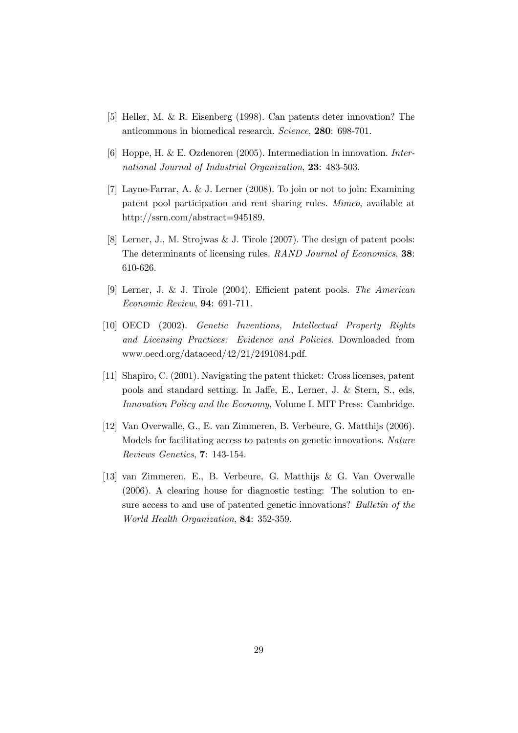[5] Heller, M. & R. Eisenberg (1998). Can patents deter innovation? The anticommons in biomedical research. *Science*, **280**: 698-701.

[6] Hoppe, H. & E. Ozdenoren (2005). Intermediation in innovation. *International Journal of Industrial Organization*, **23**: 483-503.

[7] Layne-Farrar, A. & J. Lerner (2008). To join or not to join: Examining patent pool participation and rent sharing rules. *Mimeo*, available at http://ssrn.com/abstract=945189.

[8] Lerner, J., M. Strojwas & J. Tirole (2007). The design of patent pools: The determinants of licensing rules. *RAND Journal of Economics*, **38**: 610-626.

[9] Lerner, J. & J. Tirole (2004). Efficient patent pools. *The American Economic Review*, **94**: 691-711.

[10] OECD (2002). *Genetic Inventions, Intellectual Property Rights and Licensing Practices: Evidence and Policies*. Downloaded from www.oecd.org/dataoecd/42/21/2491084.pdf.

[11] Shapiro, C. (2001). Navigating the patent thicket: Cross licenses, patent pools and standard setting. In Jaffe, E., Lerner, J. & Stern, S., eds, *Innovation Policy and the Economy*, Volume I. MIT Press: Cambridge.

[12] Van Overwalle, G., E. van Zimmeren, B. Verbeure, G. Matthijs (2006). Models for facilitating access to patents on genetic innovations. *Nature Reviews Genetics*, **7**: 143-154.

[13] van Zimmeren, E., B. Verbeure, G. Matthijs & G. Van Overwalle (2006). A clearing house for diagnostic testing: The solution to ensure access to and use of patented genetic innovations? *Bulletin of the World Health Organization*, **84**: 352-359.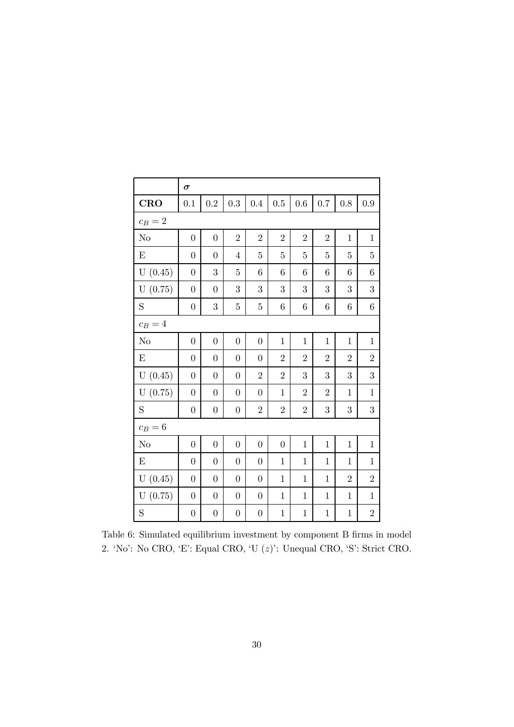| | $\boldsymbol{\sigma}$ | | | | | | | | |
|---|---|---|---|---|---|---|---|---|---|
| **CRO** | 0.1 | 0.2 | 0.3 | 0.4 | 0.5 | 0.6 | 0.7 | 0.8 | 0.9 |
| $c_B = 2$ | | | | | | | | | |
| No | 0 | 0 | 2 | 2 | 2 | 2 | 2 | 1 | 1 |
| E | 0 | 0 | 4 | 5 | 5 | 5 | 5 | 5 | 5 |
| U (0.45) | 0 | 3 | 5 | 6 | 6 | 6 | 6 | 6 | 6 |
| U (0.75) | 0 | 0 | 3 | 3 | 3 | 3 | 3 | 3 | 3 |
| S | 0 | 3 | 5 | 5 | 6 | 6 | 6 | 6 | 6 |
| $c_B = 4$ | | | | | | | | | |
| No | 0 | 0 | 0 | 0 | 1 | 1 | 1 | 1 | 1 |
| E | 0 | 0 | 0 | 0 | 2 | 2 | 2 | 2 | 2 |
| U (0.45) | 0 | 0 | 0 | 2 | 2 | 3 | 3 | 3 | 3 |
| U (0.75) | 0 | 0 | 0 | 0 | 1 | 2 | 2 | 1 | 1 |
| S | 0 | 0 | 0 | 2 | 2 | 2 | 3 | 3 | 3 |
| $c_B = 6$ | | | | | | | | | |
| No | 0 | 0 | 0 | 0 | 0 | 1 | 1 | 1 | 1 |
| E | 0 | 0 | 0 | 0 | 1 | 1 | 1 | 1 | 1 |
| U (0.45) | 0 | 0 | 0 | 0 | 1 | 1 | 1 | 2 | 2 |
| U (0.75) | 0 | 0 | 0 | 0 | 1 | 1 | 1 | 1 | 1 |
| S | 0 | 0 | 0 | 0 | 1 | 1 | 1 | 1 | 2 |

Table 6: Simulated equilibrium investment by component B firms in model 2. 'No': No CRO, 'E': Equal CRO, 'U ($z$)': Unequal CRO, 'S': Strict CRO.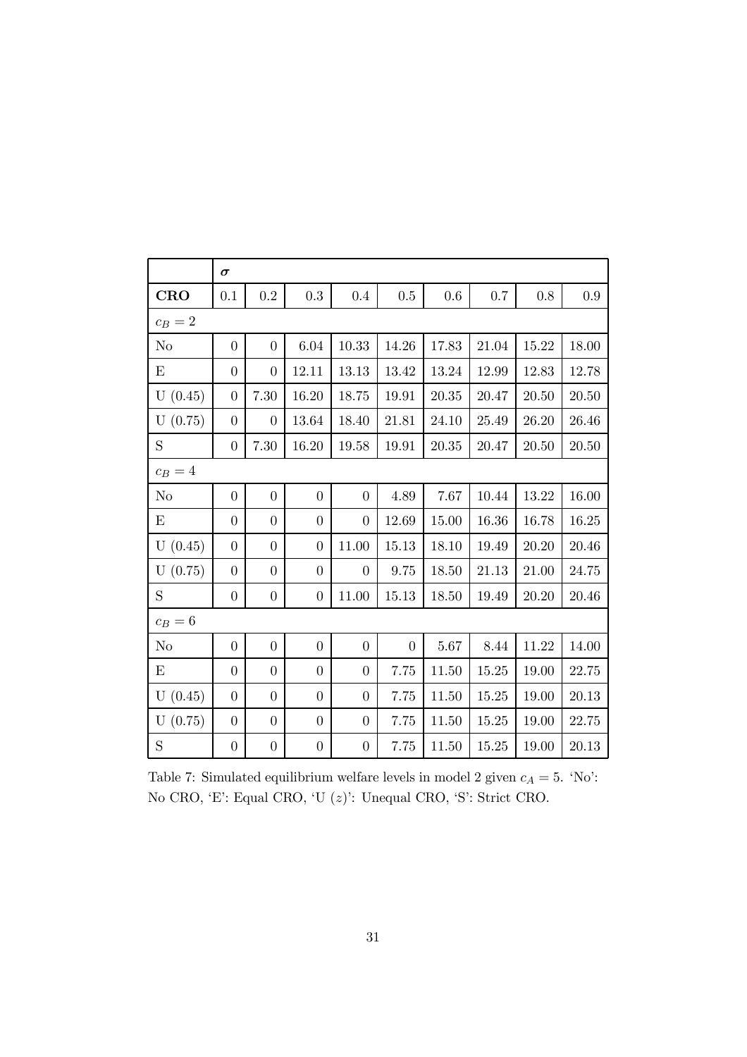| | $\sigma$ | | | | | | | | |
|---|---|---|---|---|---|---|---|---|---|
| **CRO** | 0.1 | 0.2 | 0.3 | 0.4 | 0.5 | 0.6 | 0.7 | 0.8 | 0.9 |
| $c_B = 2$ | | | | | | | | | |
| No | 0 | 0 | 6.04 | 10.33 | 14.26 | 17.83 | 21.04 | 15.22 | 18.00 |
| E | 0 | 0 | 12.11 | 13.13 | 13.42 | 13.24 | 12.99 | 12.83 | 12.78 |
| U (0.45) | 0 | 7.30 | 16.20 | 18.75 | 19.91 | 20.35 | 20.47 | 20.50 | 20.50 |
| U (0.75) | 0 | 0 | 13.64 | 18.40 | 21.81 | 24.10 | 25.49 | 26.20 | 26.46 |
| S | 0 | 7.30 | 16.20 | 19.58 | 19.91 | 20.35 | 20.47 | 20.50 | 20.50 |
| $c_B = 4$ | | | | | | | | | |
| No | 0 | 0 | 0 | 0 | 4.89 | 7.67 | 10.44 | 13.22 | 16.00 |
| E | 0 | 0 | 0 | 0 | 12.69 | 15.00 | 16.36 | 16.78 | 16.25 |
| U (0.45) | 0 | 0 | 0 | 11.00 | 15.13 | 18.10 | 19.49 | 20.20 | 20.46 |
| U (0.75) | 0 | 0 | 0 | 0 | 9.75 | 18.50 | 21.13 | 21.00 | 24.75 |
| S | 0 | 0 | 0 | 11.00 | 15.13 | 18.50 | 19.49 | 20.20 | 20.46 |
| $c_B = 6$ | | | | | | | | | |
| No | 0 | 0 | 0 | 0 | 0 | 5.67 | 8.44 | 11.22 | 14.00 |
| E | 0 | 0 | 0 | 0 | 7.75 | 11.50 | 15.25 | 19.00 | 22.75 |
| U (0.45) | 0 | 0 | 0 | 0 | 7.75 | 11.50 | 15.25 | 19.00 | 20.13 |
| U (0.75) | 0 | 0 | 0 | 0 | 7.75 | 11.50 | 15.25 | 19.00 | 22.75 |
| S | 0 | 0 | 0 | 0 | 7.75 | 11.50 | 15.25 | 19.00 | 20.13 |

Table 7: Simulated equilibrium welfare levels in model 2 given $c_A = 5$. 'No': No CRO, 'E': Equal CRO, 'U ($z$)': Unequal CRO, 'S': Strict CRO.